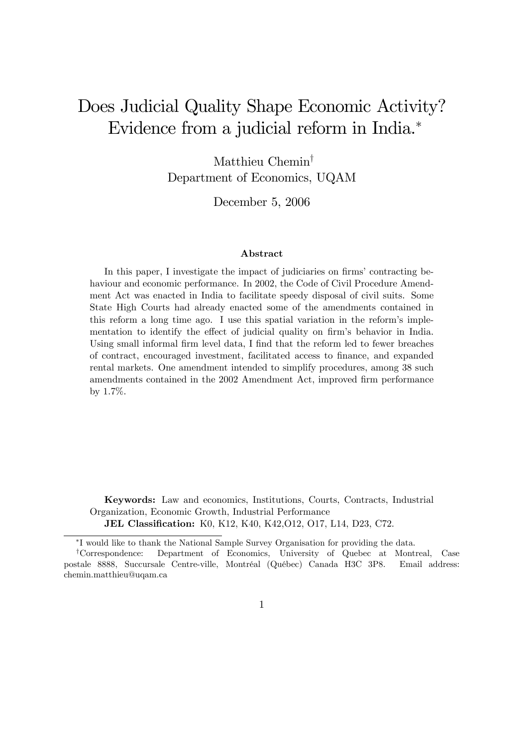# Does Judicial Quality Shape Economic Activity? Evidence from a judicial reform in India.[*]

Matthieu Chemin[†]
Department of Economics, UQAM

December 5, 2006

### Abstract

In this paper, I investigate the impact of judiciaries on firms' contracting behaviour and economic performance. In 2002, the Code of Civil Procedure Amendment Act was enacted in India to facilitate speedy disposal of civil suits. Some State High Courts had already enacted some of the amendments contained in this reform a long time ago. I use this spatial variation in the reform's implementation to identify the effect of judicial quality on firm's behavior in India. Using small informal firm level data, I find that the reform led to fewer breaches of contract, encouraged investment, facilitated access to finance, and expanded rental markets. One amendment intended to simplify procedures, among 38 such amendments contained in the 2002 Amendment Act, improved firm performance by 1.7%.

**Keywords:** Law and economics, Institutions, Courts, Contracts, Industrial Organization, Economic Growth, Industrial Performance

**JEL Classification:** K0, K12, K40, K42,O12, O17, L14, D23, C72.

---

[*] I would like to thank the National Sample Survey Organisation for providing the data.

[†] Correspondence: Department of Economics, University of Quebec at Montreal, Case postale 8888, Succursale Centre-ville, Montréal (Québec) Canada H3C 3P8. Email address: chemin.matthieu@uqam.ca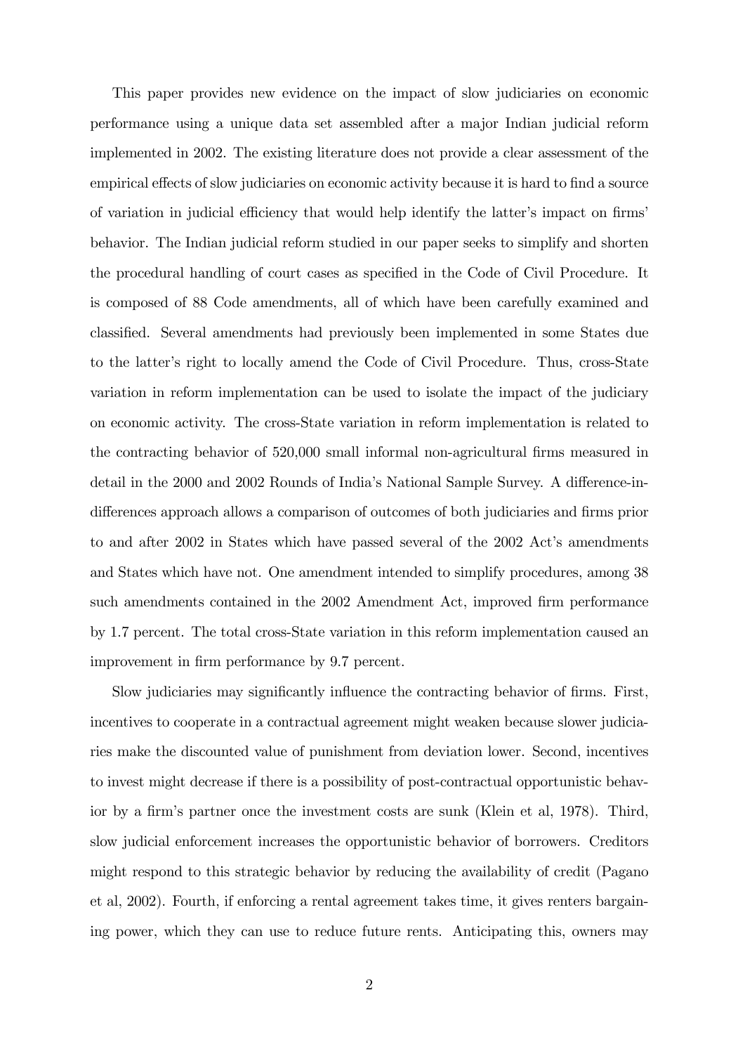This paper provides new evidence on the impact of slow judiciaries on economic performance using a unique data set assembled after a major Indian judicial reform implemented in 2002. The existing literature does not provide a clear assessment of the empirical effects of slow judiciaries on economic activity because it is hard to find a source of variation in judicial efficiency that would help identify the latter's impact on firms' behavior. The Indian judicial reform studied in our paper seeks to simplify and shorten the procedural handling of court cases as specified in the Code of Civil Procedure. It is composed of 88 Code amendments, all of which have been carefully examined and classified. Several amendments had previously been implemented in some States due to the latter's right to locally amend the Code of Civil Procedure. Thus, cross-State variation in reform implementation can be used to isolate the impact of the judiciary on economic activity. The cross-State variation in reform implementation is related to the contracting behavior of 520,000 small informal non-agricultural firms measured in detail in the 2000 and 2002 Rounds of India's National Sample Survey. A difference-in-differences approach allows a comparison of outcomes of both judiciaries and firms prior to and after 2002 in States which have passed several of the 2002 Act's amendments and States which have not. One amendment intended to simplify procedures, among 38 such amendments contained in the 2002 Amendment Act, improved firm performance by 1.7 percent. The total cross-State variation in this reform implementation caused an improvement in firm performance by 9.7 percent.

Slow judiciaries may significantly influence the contracting behavior of firms. First, incentives to cooperate in a contractual agreement might weaken because slower judiciaries make the discounted value of punishment from deviation lower. Second, incentives to invest might decrease if there is a possibility of post-contractual opportunistic behavior by a firm's partner once the investment costs are sunk (Klein et al, 1978). Third, slow judicial enforcement increases the opportunistic behavior of borrowers. Creditors might respond to this strategic behavior by reducing the availability of credit (Pagano et al, 2002). Fourth, if enforcing a rental agreement takes time, it gives renters bargaining power, which they can use to reduce future rents. Anticipating this, owners may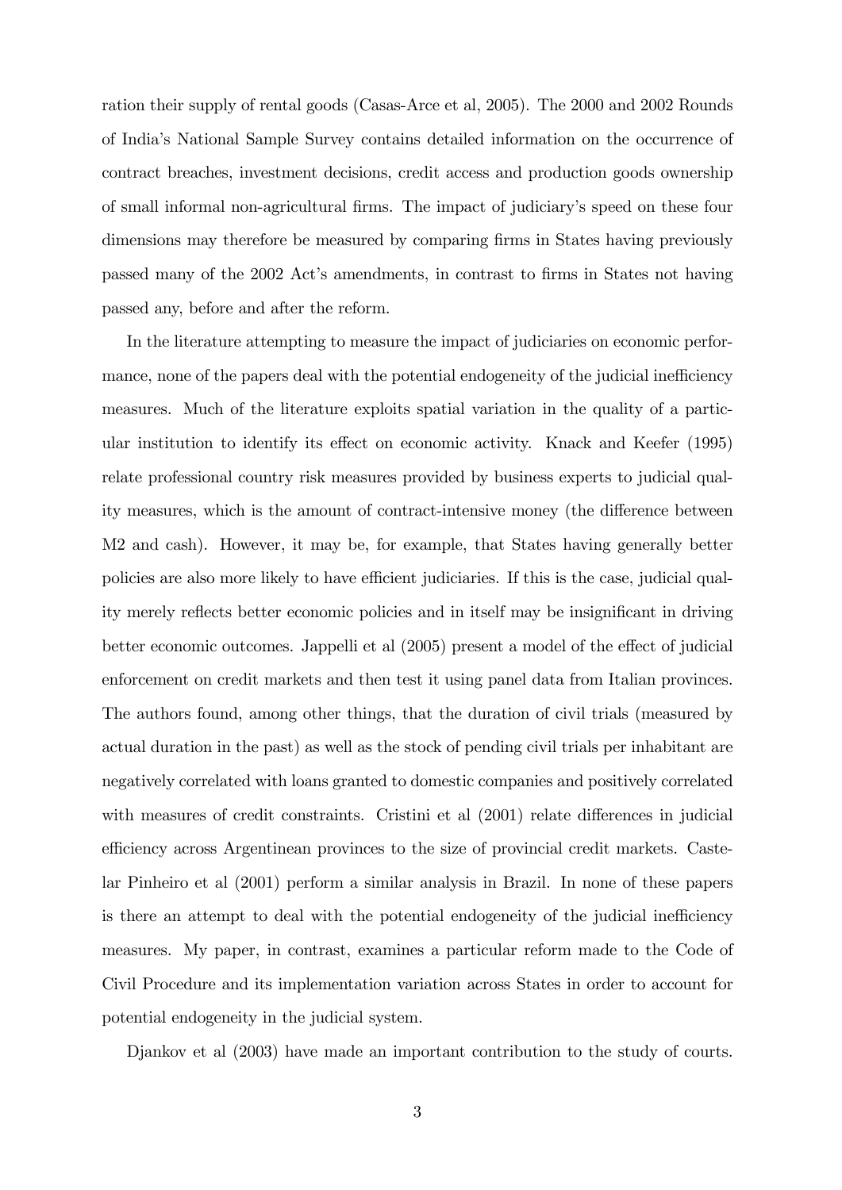ration their supply of rental goods (Casas-Arce et al, 2005). The 2000 and 2002 Rounds of India's National Sample Survey contains detailed information on the occurrence of contract breaches, investment decisions, credit access and production goods ownership of small informal non-agricultural firms. The impact of judiciary's speed on these four dimensions may therefore be measured by comparing firms in States having previously passed many of the 2002 Act's amendments, in contrast to firms in States not having passed any, before and after the reform.

In the literature attempting to measure the impact of judiciaries on economic performance, none of the papers deal with the potential endogeneity of the judicial inefficiency measures. Much of the literature exploits spatial variation in the quality of a particular institution to identify its effect on economic activity. Knack and Keefer (1995) relate professional country risk measures provided by business experts to judicial quality measures, which is the amount of contract-intensive money (the difference between M2 and cash). However, it may be, for example, that States having generally better policies are also more likely to have efficient judiciaries. If this is the case, judicial quality merely reflects better economic policies and in itself may be insignificant in driving better economic outcomes. Jappelli et al (2005) present a model of the effect of judicial enforcement on credit markets and then test it using panel data from Italian provinces. The authors found, among other things, that the duration of civil trials (measured by actual duration in the past) as well as the stock of pending civil trials per inhabitant are negatively correlated with loans granted to domestic companies and positively correlated with measures of credit constraints. Cristini et al (2001) relate differences in judicial efficiency across Argentinean provinces to the size of provincial credit markets. Castelar Pinheiro et al (2001) perform a similar analysis in Brazil. In none of these papers is there an attempt to deal with the potential endogeneity of the judicial inefficiency measures. My paper, in contrast, examines a particular reform made to the Code of Civil Procedure and its implementation variation across States in order to account for potential endogeneity in the judicial system.

Djankov et al (2003) have made an important contribution to the study of courts.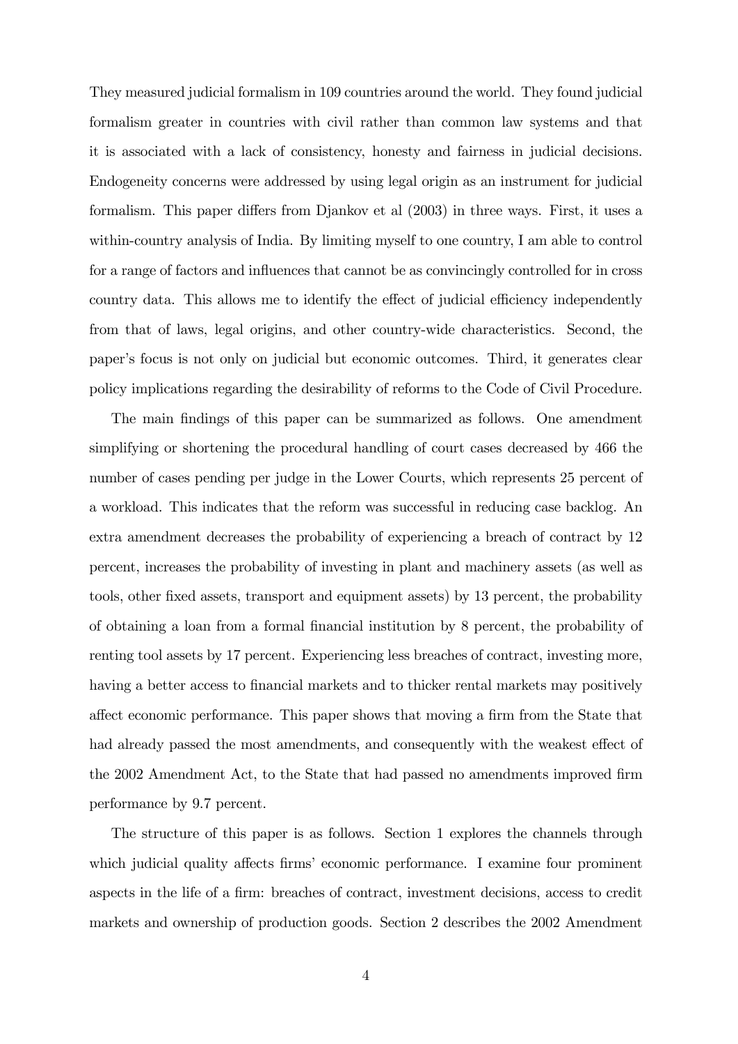They measured judicial formalism in 109 countries around the world. They found judicial formalism greater in countries with civil rather than common law systems and that it is associated with a lack of consistency, honesty and fairness in judicial decisions. Endogeneity concerns were addressed by using legal origin as an instrument for judicial formalism. This paper differs from Djankov et al (2003) in three ways. First, it uses a within-country analysis of India. By limiting myself to one country, I am able to control for a range of factors and influences that cannot be as convincingly controlled for in cross country data. This allows me to identify the effect of judicial efficiency independently from that of laws, legal origins, and other country-wide characteristics. Second, the paper's focus is not only on judicial but economic outcomes. Third, it generates clear policy implications regarding the desirability of reforms to the Code of Civil Procedure.

The main findings of this paper can be summarized as follows. One amendment simplifying or shortening the procedural handling of court cases decreased by 466 the number of cases pending per judge in the Lower Courts, which represents 25 percent of a workload. This indicates that the reform was successful in reducing case backlog. An extra amendment decreases the probability of experiencing a breach of contract by 12 percent, increases the probability of investing in plant and machinery assets (as well as tools, other fixed assets, transport and equipment assets) by 13 percent, the probability of obtaining a loan from a formal financial institution by 8 percent, the probability of renting tool assets by 17 percent. Experiencing less breaches of contract, investing more, having a better access to financial markets and to thicker rental markets may positively affect economic performance. This paper shows that moving a firm from the State that had already passed the most amendments, and consequently with the weakest effect of the 2002 Amendment Act, to the State that had passed no amendments improved firm performance by 9.7 percent.

The structure of this paper is as follows. Section 1 explores the channels through which judicial quality affects firms' economic performance. I examine four prominent aspects in the life of a firm: breaches of contract, investment decisions, access to credit markets and ownership of production goods. Section 2 describes the 2002 Amendment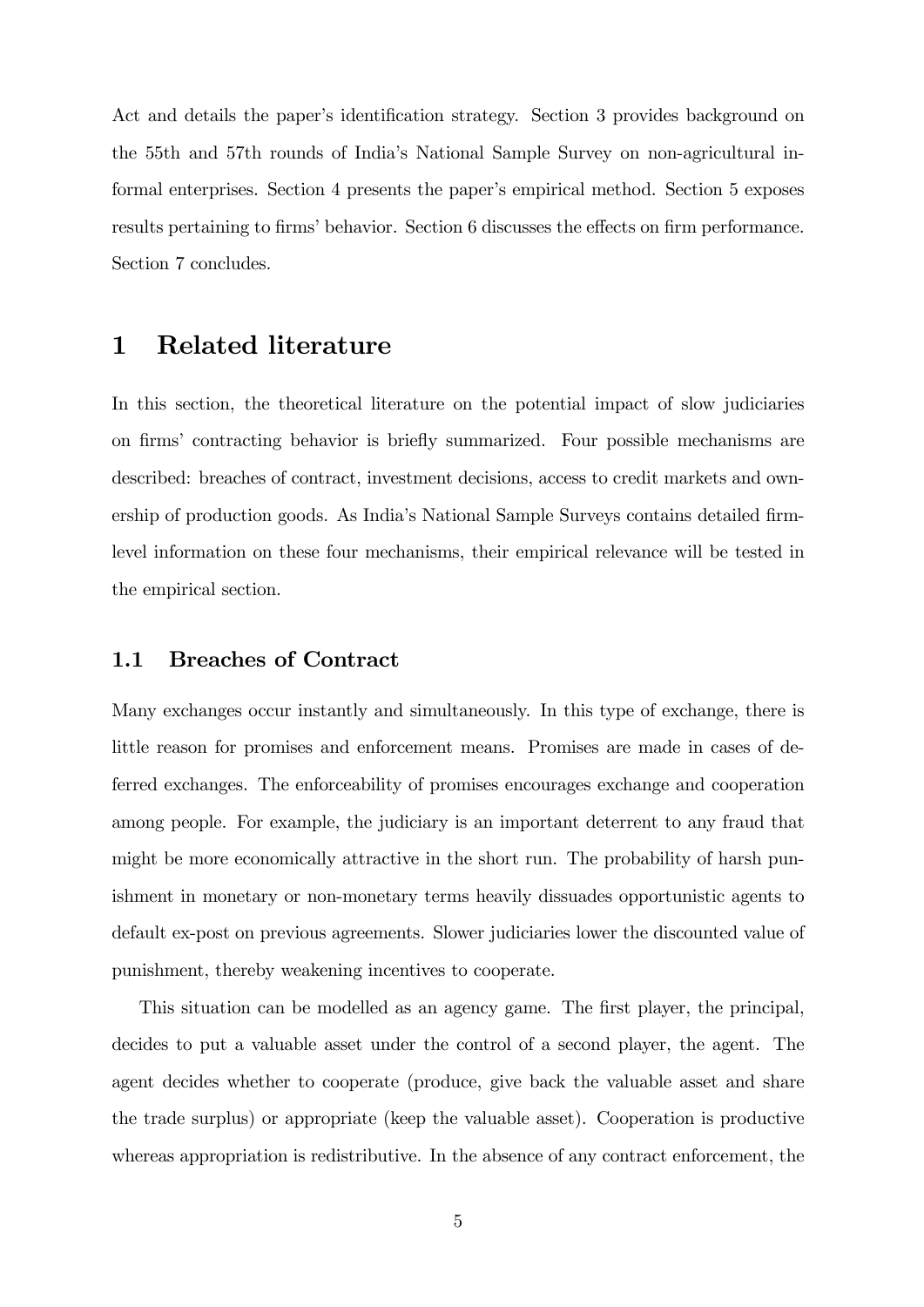Act and details the paper's identification strategy. Section 3 provides background on the 55th and 57th rounds of India's National Sample Survey on non-agricultural informal enterprises. Section 4 presents the paper's empirical method. Section 5 exposes results pertaining to firms' behavior. Section 6 discusses the effects on firm performance. Section 7 concludes.

# 1 Related literature

In this section, the theoretical literature on the potential impact of slow judiciaries on firms' contracting behavior is briefly summarized. Four possible mechanisms are described: breaches of contract, investment decisions, access to credit markets and ownership of production goods. As India's National Sample Surveys contains detailed firm-level information on these four mechanisms, their empirical relevance will be tested in the empirical section.

## 1.1 Breaches of Contract

Many exchanges occur instantly and simultaneously. In this type of exchange, there is little reason for promises and enforcement means. Promises are made in cases of deferred exchanges. The enforceability of promises encourages exchange and cooperation among people. For example, the judiciary is an important deterrent to any fraud that might be more economically attractive in the short run. The probability of harsh punishment in monetary or non-monetary terms heavily dissuades opportunistic agents to default ex-post on previous agreements. Slower judiciaries lower the discounted value of punishment, thereby weakening incentives to cooperate.

This situation can be modelled as an agency game. The first player, the principal, decides to put a valuable asset under the control of a second player, the agent. The agent decides whether to cooperate (produce, give back the valuable asset and share the trade surplus) or appropriate (keep the valuable asset). Cooperation is productive whereas appropriation is redistributive. In the absence of any contract enforcement, the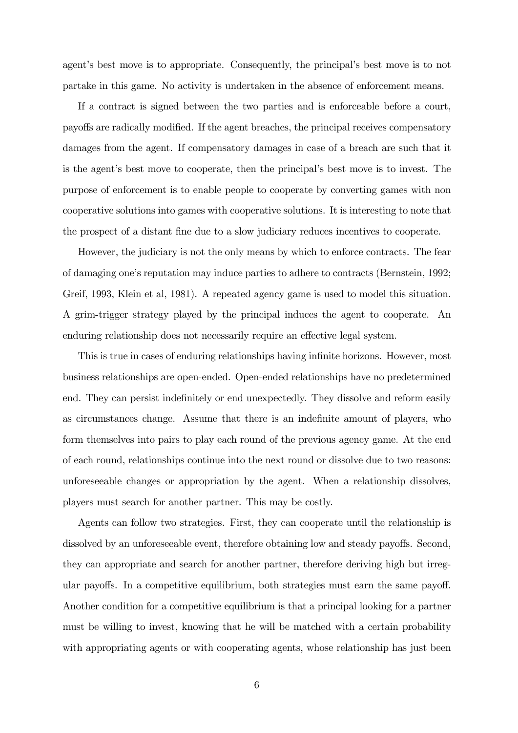agent's best move is to appropriate. Consequently, the principal's best move is to not partake in this game. No activity is undertaken in the absence of enforcement means.

If a contract is signed between the two parties and is enforceable before a court, payoffs are radically modified. If the agent breaches, the principal receives compensatory damages from the agent. If compensatory damages in case of a breach are such that it is the agent's best move to cooperate, then the principal's best move is to invest. The purpose of enforcement is to enable people to cooperate by converting games with non cooperative solutions into games with cooperative solutions. It is interesting to note that the prospect of a distant fine due to a slow judiciary reduces incentives to cooperate.

However, the judiciary is not the only means by which to enforce contracts. The fear of damaging one's reputation may induce parties to adhere to contracts (Bernstein, 1992; Greif, 1993, Klein et al, 1981). A repeated agency game is used to model this situation. A grim-trigger strategy played by the principal induces the agent to cooperate. An enduring relationship does not necessarily require an effective legal system.

This is true in cases of enduring relationships having infinite horizons. However, most business relationships are open-ended. Open-ended relationships have no predetermined end. They can persist indefinitely or end unexpectedly. They dissolve and reform easily as circumstances change. Assume that there is an indefinite amount of players, who form themselves into pairs to play each round of the previous agency game. At the end of each round, relationships continue into the next round or dissolve due to two reasons: unforeseeable changes or appropriation by the agent. When a relationship dissolves, players must search for another partner. This may be costly.

Agents can follow two strategies. First, they can cooperate until the relationship is dissolved by an unforeseeable event, therefore obtaining low and steady payoffs. Second, they can appropriate and search for another partner, therefore deriving high but irregular payoffs. In a competitive equilibrium, both strategies must earn the same payoff. Another condition for a competitive equilibrium is that a principal looking for a partner must be willing to invest, knowing that he will be matched with a certain probability with appropriating agents or with cooperating agents, whose relationship has just been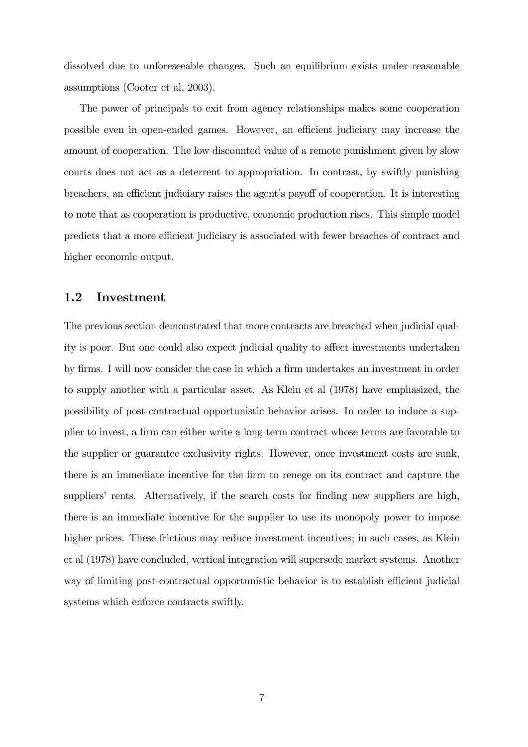dissolved due to unforeseeable changes. Such an equilibrium exists under reasonable assumptions (Cooter et al, 2003).

The power of principals to exit from agency relationships makes some cooperation possible even in open-ended games. However, an efficient judiciary may increase the amount of cooperation. The low discounted value of a remote punishment given by slow courts does not act as a deterrent to appropriation. In contrast, by swiftly punishing breachers, an efficient judiciary raises the agent's payoff of cooperation. It is interesting to note that as cooperation is productive, economic production rises. This simple model predicts that a more efficient judiciary is associated with fewer breaches of contract and higher economic output.

## 1.2 Investment

The previous section demonstrated that more contracts are breached when judicial quality is poor. But one could also expect judicial quality to affect investments undertaken by firms. I will now consider the case in which a firm undertakes an investment in order to supply another with a particular asset. As Klein et al (1978) have emphasized, the possibility of post-contractual opportunistic behavior arises. In order to induce a supplier to invest, a firm can either write a long-term contract whose terms are favorable to the supplier or guarantee exclusivity rights. However, once investment costs are sunk, there is an immediate incentive for the firm to renege on its contract and capture the suppliers' rents. Alternatively, if the search costs for finding new suppliers are high, there is an immediate incentive for the supplier to use its monopoly power to impose higher prices. These frictions may reduce investment incentives; in such cases, as Klein et al (1978) have concluded, vertical integration will supersede market systems. Another way of limiting post-contractual opportunistic behavior is to establish efficient judicial systems which enforce contracts swiftly.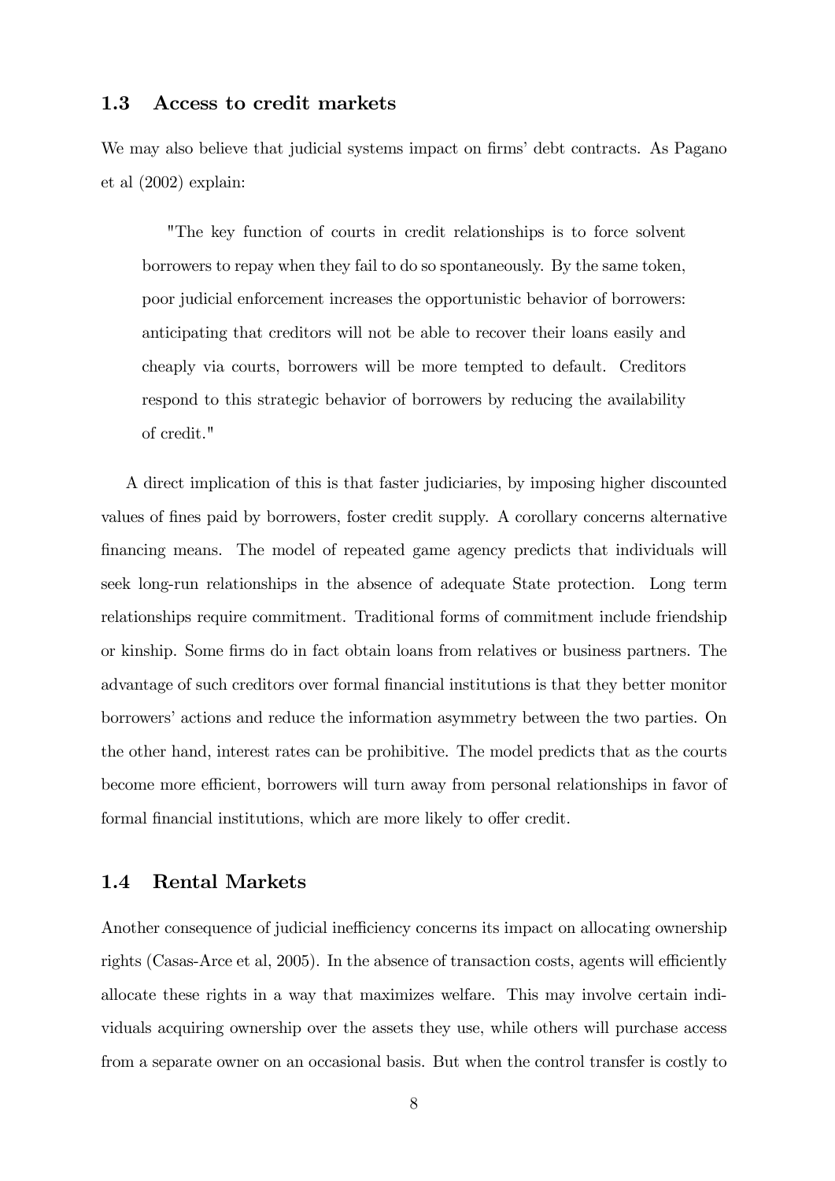### 1.3 Access to credit markets

We may also believe that judicial systems impact on firms' debt contracts. As Pagano et al (2002) explain:

> "The key function of courts in credit relationships is to force solvent borrowers to repay when they fail to do so spontaneously. By the same token, poor judicial enforcement increases the opportunistic behavior of borrowers: anticipating that creditors will not be able to recover their loans easily and cheaply via courts, borrowers will be more tempted to default. Creditors respond to this strategic behavior of borrowers by reducing the availability of credit."

A direct implication of this is that faster judiciaries, by imposing higher discounted values of fines paid by borrowers, foster credit supply. A corollary concerns alternative financing means. The model of repeated game agency predicts that individuals will seek long-run relationships in the absence of adequate State protection. Long term relationships require commitment. Traditional forms of commitment include friendship or kinship. Some firms do in fact obtain loans from relatives or business partners. The advantage of such creditors over formal financial institutions is that they better monitor borrowers' actions and reduce the information asymmetry between the two parties. On the other hand, interest rates can be prohibitive. The model predicts that as the courts become more efficient, borrowers will turn away from personal relationships in favor of formal financial institutions, which are more likely to offer credit.

### 1.4 Rental Markets

Another consequence of judicial inefficiency concerns its impact on allocating ownership rights (Casas-Arce et al, 2005). In the absence of transaction costs, agents will efficiently allocate these rights in a way that maximizes welfare. This may involve certain individuals acquiring ownership over the assets they use, while others will purchase access from a separate owner on an occasional basis. But when the control transfer is costly to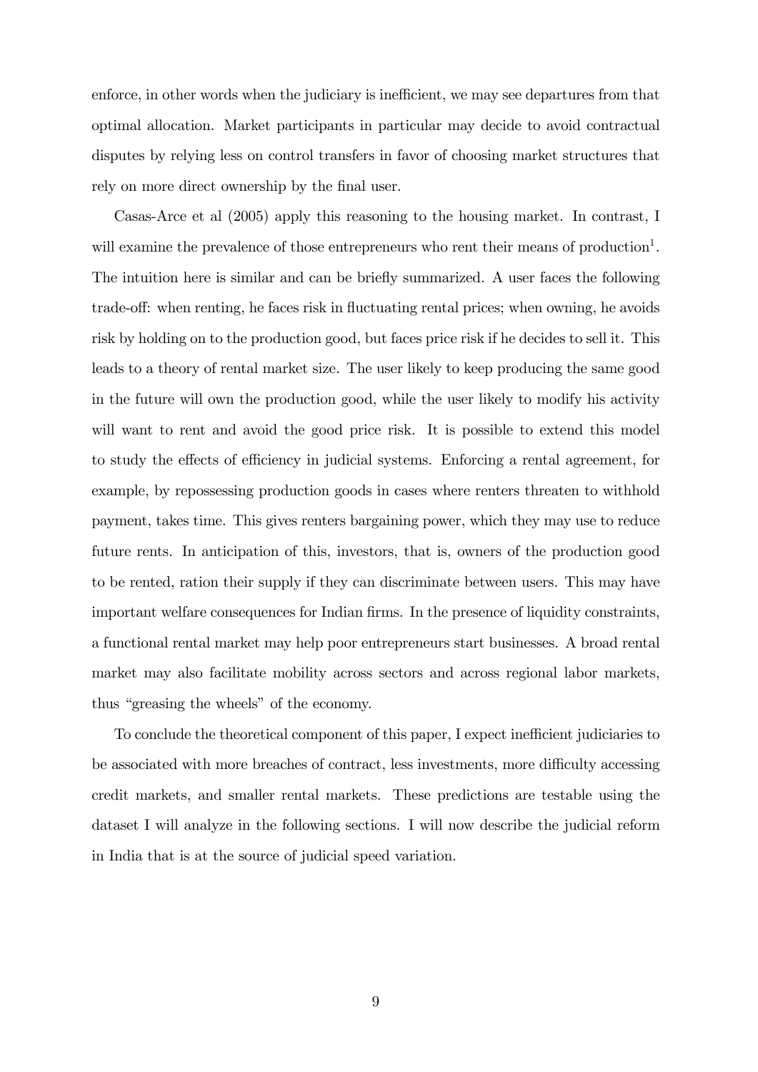enforce, in other words when the judiciary is inefficient, we may see departures from that optimal allocation. Market participants in particular may decide to avoid contractual disputes by relying less on control transfers in favor of choosing market structures that rely on more direct ownership by the final user.

Casas-Arce et al (2005) apply this reasoning to the housing market. In contrast, I will examine the prevalence of those entrepreneurs who rent their means of production[1]. The intuition here is similar and can be briefly summarized. A user faces the following trade-off: when renting, he faces risk in fluctuating rental prices; when owning, he avoids risk by holding on to the production good, but faces price risk if he decides to sell it. This leads to a theory of rental market size. The user likely to keep producing the same good in the future will own the production good, while the user likely to modify his activity will want to rent and avoid the good price risk. It is possible to extend this model to study the effects of efficiency in judicial systems. Enforcing a rental agreement, for example, by repossessing production goods in cases where renters threaten to withhold payment, takes time. This gives renters bargaining power, which they may use to reduce future rents. In anticipation of this, investors, that is, owners of the production good to be rented, ration their supply if they can discriminate between users. This may have important welfare consequences for Indian firms. In the presence of liquidity constraints, a functional rental market may help poor entrepreneurs start businesses. A broad rental market may also facilitate mobility across sectors and across regional labor markets, thus "greasing the wheels" of the economy.

To conclude the theoretical component of this paper, I expect inefficient judiciaries to be associated with more breaches of contract, less investments, more difficulty accessing credit markets, and smaller rental markets. These predictions are testable using the dataset I will analyze in the following sections. I will now describe the judicial reform in India that is at the source of judicial speed variation.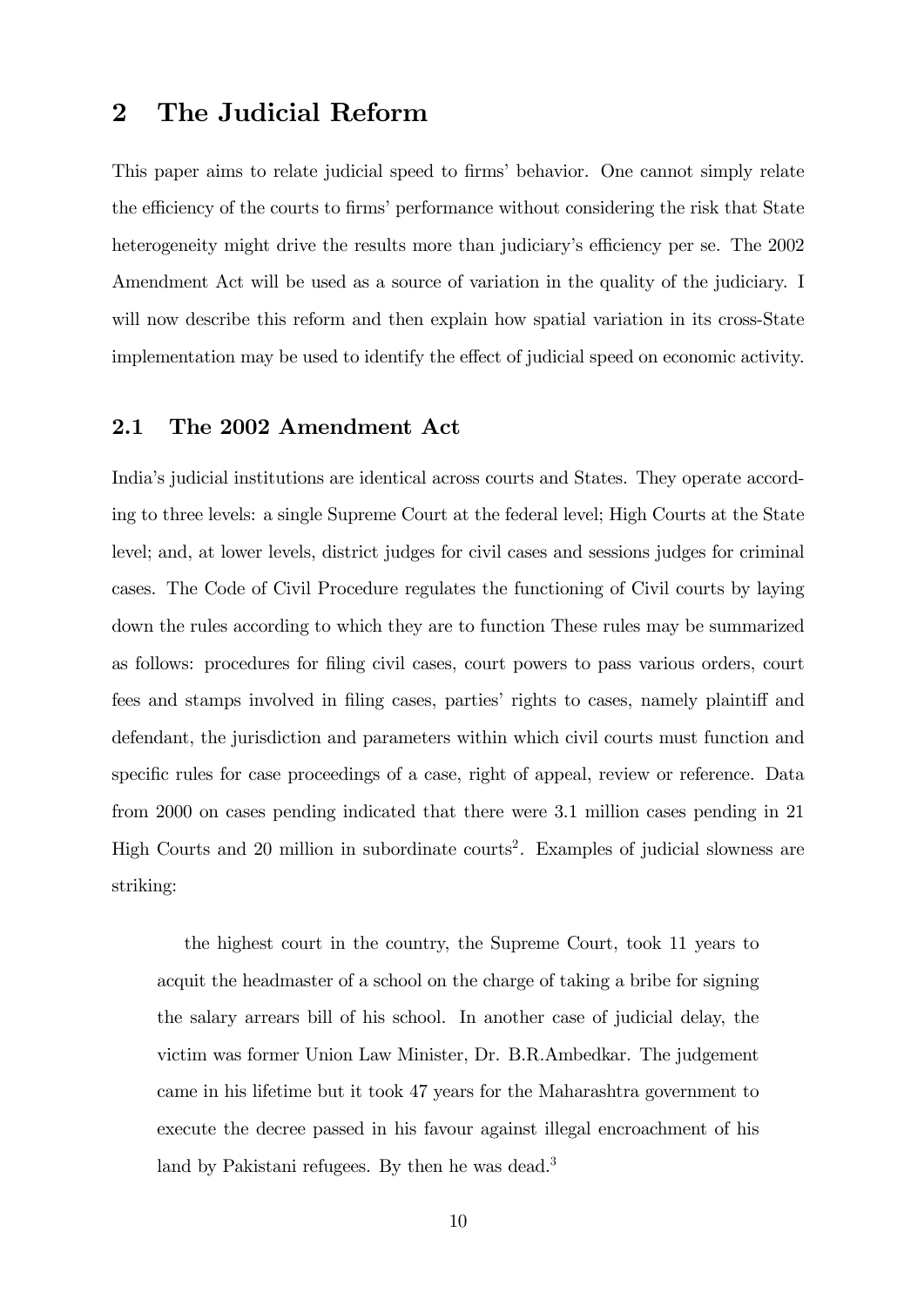## 2 The Judicial Reform

This paper aims to relate judicial speed to firms' behavior. One cannot simply relate the efficiency of the courts to firms' performance without considering the risk that State heterogeneity might drive the results more than judiciary's efficiency per se. The 2002 Amendment Act will be used as a source of variation in the quality of the judiciary. I will now describe this reform and then explain how spatial variation in its cross-State implementation may be used to identify the effect of judicial speed on economic activity.

### 2.1 The 2002 Amendment Act

India's judicial institutions are identical across courts and States. They operate according to three levels: a single Supreme Court at the federal level; High Courts at the State level; and, at lower levels, district judges for civil cases and sessions judges for criminal cases. The Code of Civil Procedure regulates the functioning of Civil courts by laying down the rules according to which they are to function These rules may be summarized as follows: procedures for filing civil cases, court powers to pass various orders, court fees and stamps involved in filing cases, parties' rights to cases, namely plaintiff and defendant, the jurisdiction and parameters within which civil courts must function and specific rules for case proceedings of a case, right of appeal, review or reference. Data from 2000 on cases pending indicated that there were 3.1 million cases pending in 21 High Courts and 20 million in subordinate courts[2]. Examples of judicial slowness are striking:

> the highest court in the country, the Supreme Court, took 11 years to acquit the headmaster of a school on the charge of taking a bribe for signing the salary arrears bill of his school. In another case of judicial delay, the victim was former Union Law Minister, Dr. B.R.Ambedkar. The judgement came in his lifetime but it took 47 years for the Maharashtra government to execute the decree passed in his favour against illegal encroachment of his land by Pakistani refugees. By then he was dead.[3]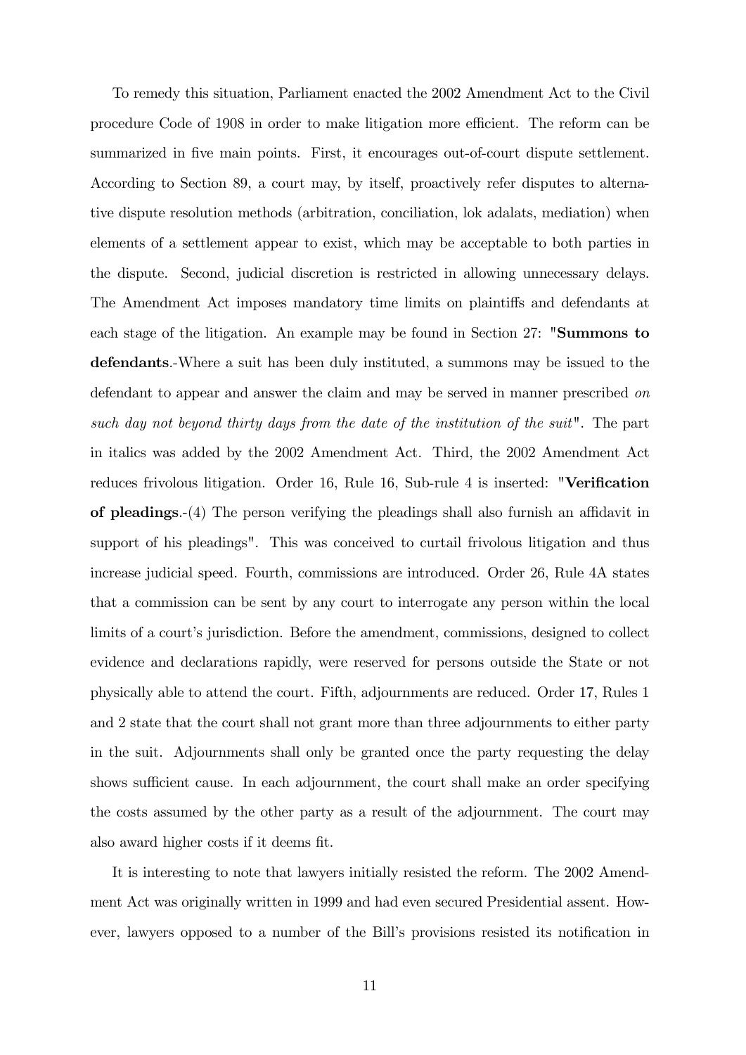To remedy this situation, Parliament enacted the 2002 Amendment Act to the Civil procedure Code of 1908 in order to make litigation more efficient. The reform can be summarized in five main points. First, it encourages out-of-court dispute settlement. According to Section 89, a court may, by itself, proactively refer disputes to alternative dispute resolution methods (arbitration, conciliation, lok adalats, mediation) when elements of a settlement appear to exist, which may be acceptable to both parties in the dispute. Second, judicial discretion is restricted in allowing unnecessary delays. The Amendment Act imposes mandatory time limits on plaintiffs and defendants at each stage of the litigation. An example may be found in Section 27: "**Summons to defendants**.-Where a suit has been duly instituted, a summons may be issued to the defendant to appear and answer the claim and may be served in manner prescribed *on such day not beyond thirty days from the date of the institution of the suit*". The part in italics was added by the 2002 Amendment Act. Third, the 2002 Amendment Act reduces frivolous litigation. Order 16, Rule 16, Sub-rule 4 is inserted: "**Verification of pleadings**.-(4) The person verifying the pleadings shall also furnish an affidavit in support of his pleadings". This was conceived to curtail frivolous litigation and thus increase judicial speed. Fourth, commissions are introduced. Order 26, Rule 4A states that a commission can be sent by any court to interrogate any person within the local limits of a court's jurisdiction. Before the amendment, commissions, designed to collect evidence and declarations rapidly, were reserved for persons outside the State or not physically able to attend the court. Fifth, adjournments are reduced. Order 17, Rules 1 and 2 state that the court shall not grant more than three adjournments to either party in the suit. Adjournments shall only be granted once the party requesting the delay shows sufficient cause. In each adjournment, the court shall make an order specifying the costs assumed by the other party as a result of the adjournment. The court may also award higher costs if it deems fit.

It is interesting to note that lawyers initially resisted the reform. The 2002 Amendment Act was originally written in 1999 and had even secured Presidential assent. However, lawyers opposed to a number of the Bill's provisions resisted its notification in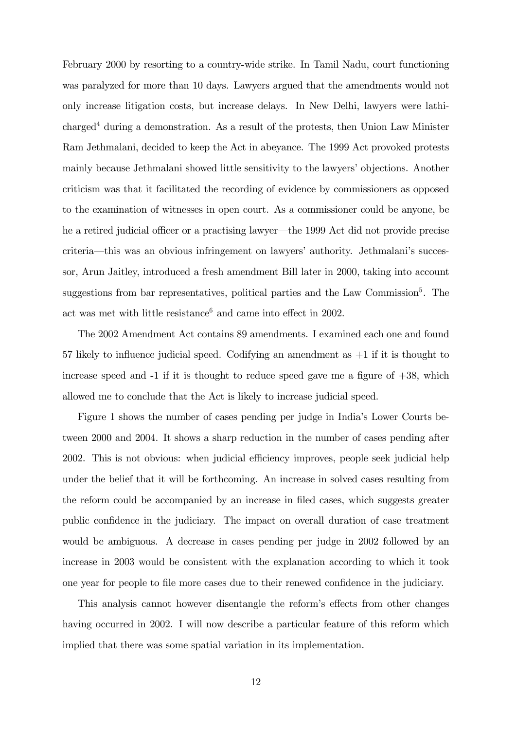February 2000 by resorting to a country-wide strike. In Tamil Nadu, court functioning was paralyzed for more than 10 days. Lawyers argued that the amendments would not only increase litigation costs, but increase delays. In New Delhi, lawyers were lathi-charged[4] during a demonstration. As a result of the protests, then Union Law Minister Ram Jethmalani, decided to keep the Act in abeyance. The 1999 Act provoked protests mainly because Jethmalani showed little sensitivity to the lawyers' objections. Another criticism was that it facilitated the recording of evidence by commissioners as opposed to the examination of witnesses in open court. As a commissioner could be anyone, be he a retired judicial officer or a practising lawyer—the 1999 Act did not provide precise criteria—this was an obvious infringement on lawyers' authority. Jethmalani's successor, Arun Jaitley, introduced a fresh amendment Bill later in 2000, taking into account suggestions from bar representatives, political parties and the Law Commission[5]. The act was met with little resistance[6] and came into effect in 2002.

The 2002 Amendment Act contains 89 amendments. I examined each one and found 57 likely to influence judicial speed. Codifying an amendment as +1 if it is thought to increase speed and -1 if it is thought to reduce speed gave me a figure of +38, which allowed me to conclude that the Act is likely to increase judicial speed.

Figure 1 shows the number of cases pending per judge in India's Lower Courts between 2000 and 2004. It shows a sharp reduction in the number of cases pending after 2002. This is not obvious: when judicial efficiency improves, people seek judicial help under the belief that it will be forthcoming. An increase in solved cases resulting from the reform could be accompanied by an increase in filed cases, which suggests greater public confidence in the judiciary. The impact on overall duration of case treatment would be ambiguous. A decrease in cases pending per judge in 2002 followed by an increase in 2003 would be consistent with the explanation according to which it took one year for people to file more cases due to their renewed confidence in the judiciary.

This analysis cannot however disentangle the reform's effects from other changes having occurred in 2002. I will now describe a particular feature of this reform which implied that there was some spatial variation in its implementation.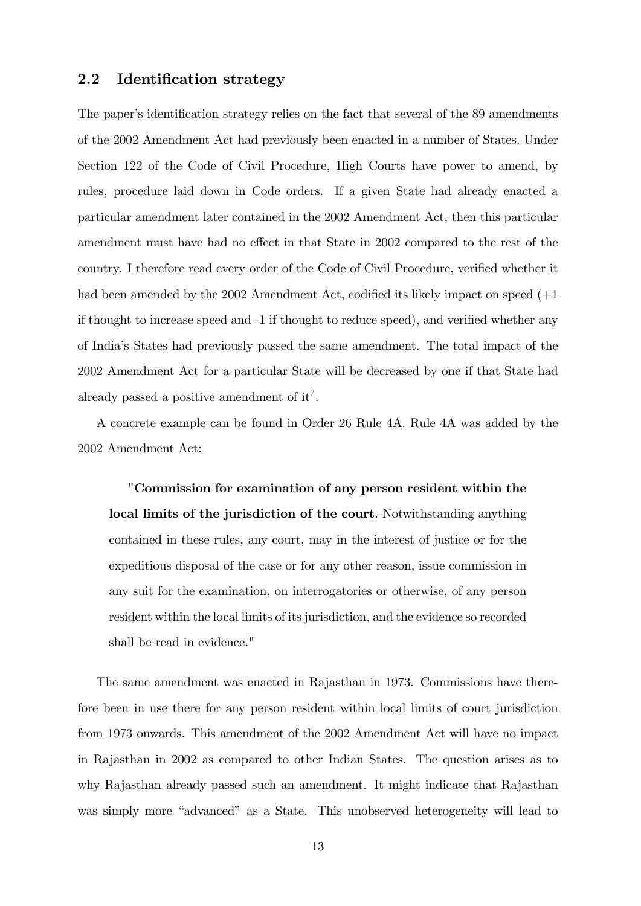## 2.2 Identification strategy

The paper's identification strategy relies on the fact that several of the 89 amendments of the 2002 Amendment Act had previously been enacted in a number of States. Under Section 122 of the Code of Civil Procedure, High Courts have power to amend, by rules, procedure laid down in Code orders. If a given State had already enacted a particular amendment later contained in the 2002 Amendment Act, then this particular amendment must have had no effect in that State in 2002 compared to the rest of the country. I therefore read every order of the Code of Civil Procedure, verified whether it had been amended by the 2002 Amendment Act, codified its likely impact on speed (+1 if thought to increase speed and -1 if thought to reduce speed), and verified whether any of India's States had previously passed the same amendment. The total impact of the 2002 Amendment Act for a particular State will be decreased by one if that State had already passed a positive amendment of it[7].

A concrete example can be found in Order 26 Rule 4A. Rule 4A was added by the 2002 Amendment Act:

> "**Commission for examination of any person resident within the local limits of the jurisdiction of the court**.-Notwithstanding anything contained in these rules, any court, may in the interest of justice or for the expeditious disposal of the case or for any other reason, issue commission in any suit for the examination, on interrogatories or otherwise, of any person resident within the local limits of its jurisdiction, and the evidence so recorded shall be read in evidence."

The same amendment was enacted in Rajasthan in 1973. Commissions have therefore been in use there for any person resident within local limits of court jurisdiction from 1973 onwards. This amendment of the 2002 Amendment Act will have no impact in Rajasthan in 2002 as compared to other Indian States. The question arises as to why Rajasthan already passed such an amendment. It might indicate that Rajasthan was simply more "advanced" as a State. This unobserved heterogeneity will lead to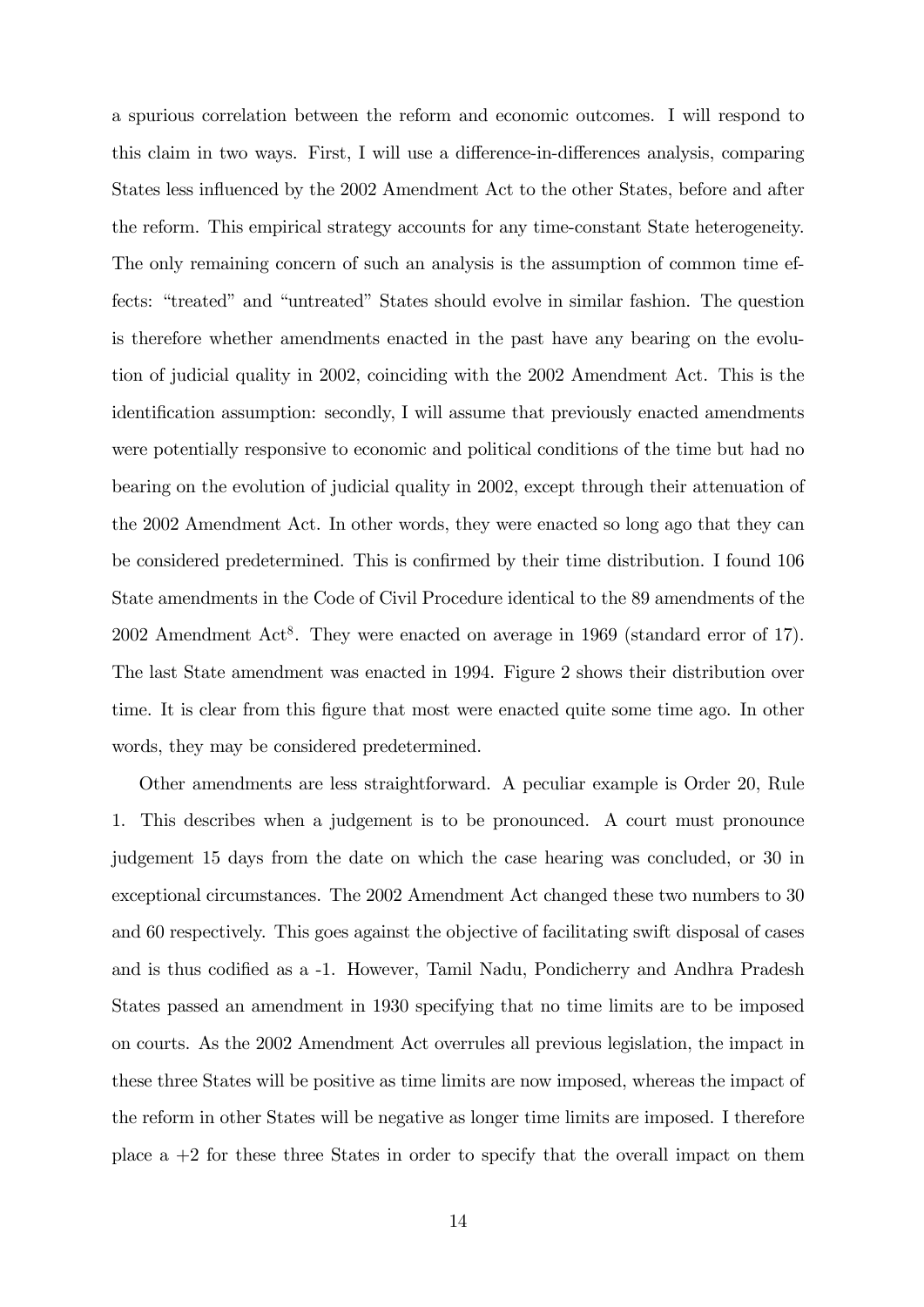a spurious correlation between the reform and economic outcomes. I will respond to this claim in two ways. First, I will use a difference-in-differences analysis, comparing States less influenced by the 2002 Amendment Act to the other States, before and after the reform. This empirical strategy accounts for any time-constant State heterogeneity. The only remaining concern of such an analysis is the assumption of common time effects: "treated" and "untreated" States should evolve in similar fashion. The question is therefore whether amendments enacted in the past have any bearing on the evolution of judicial quality in 2002, coinciding with the 2002 Amendment Act. This is the identification assumption: secondly, I will assume that previously enacted amendments were potentially responsive to economic and political conditions of the time but had no bearing on the evolution of judicial quality in 2002, except through their attenuation of the 2002 Amendment Act. In other words, they were enacted so long ago that they can be considered predetermined. This is confirmed by their time distribution. I found 106 State amendments in the Code of Civil Procedure identical to the 89 amendments of the 2002 Amendment Act[8]. They were enacted on average in 1969 (standard error of 17). The last State amendment was enacted in 1994. Figure 2 shows their distribution over time. It is clear from this figure that most were enacted quite some time ago. In other words, they may be considered predetermined.

Other amendments are less straightforward. A peculiar example is Order 20, Rule 1. This describes when a judgement is to be pronounced. A court must pronounce judgement 15 days from the date on which the case hearing was concluded, or 30 in exceptional circumstances. The 2002 Amendment Act changed these two numbers to 30 and 60 respectively. This goes against the objective of facilitating swift disposal of cases and is thus codified as a -1. However, Tamil Nadu, Pondicherry and Andhra Pradesh States passed an amendment in 1930 specifying that no time limits are to be imposed on courts. As the 2002 Amendment Act overrules all previous legislation, the impact in these three States will be positive as time limits are now imposed, whereas the impact of the reform in other States will be negative as longer time limits are imposed. I therefore place a +2 for these three States in order to specify that the overall impact on them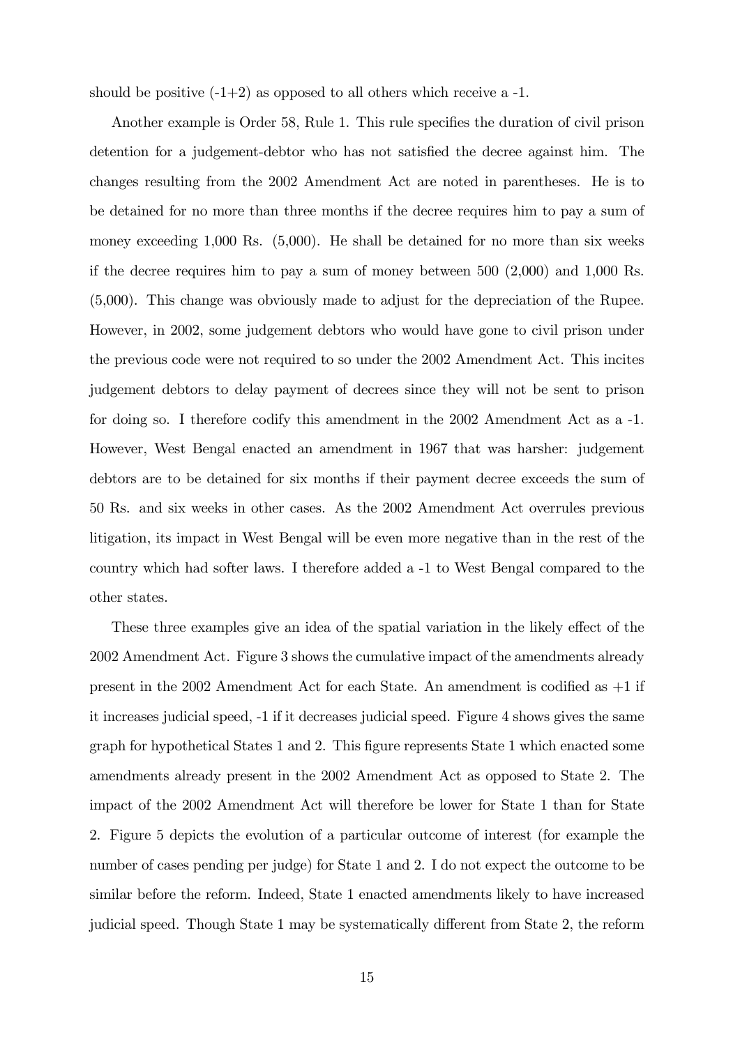should be positive (-1+2) as opposed to all others which receive a -1.

Another example is Order 58, Rule 1. This rule specifies the duration of civil prison detention for a judgement-debtor who has not satisfied the decree against him. The changes resulting from the 2002 Amendment Act are noted in parentheses. He is to be detained for no more than three months if the decree requires him to pay a sum of money exceeding 1,000 Rs. (5,000). He shall be detained for no more than six weeks if the decree requires him to pay a sum of money between 500 (2,000) and 1,000 Rs. (5,000). This change was obviously made to adjust for the depreciation of the Rupee. However, in 2002, some judgement debtors who would have gone to civil prison under the previous code were not required to so under the 2002 Amendment Act. This incites judgement debtors to delay payment of decrees since they will not be sent to prison for doing so. I therefore codify this amendment in the 2002 Amendment Act as a -1. However, West Bengal enacted an amendment in 1967 that was harsher: judgement debtors are to be detained for six months if their payment decree exceeds the sum of 50 Rs. and six weeks in other cases. As the 2002 Amendment Act overrules previous litigation, its impact in West Bengal will be even more negative than in the rest of the country which had softer laws. I therefore added a -1 to West Bengal compared to the other states.

These three examples give an idea of the spatial variation in the likely effect of the 2002 Amendment Act. Figure 3 shows the cumulative impact of the amendments already present in the 2002 Amendment Act for each State. An amendment is codified as +1 if it increases judicial speed, -1 if it decreases judicial speed. Figure 4 shows gives the same graph for hypothetical States 1 and 2. This figure represents State 1 which enacted some amendments already present in the 2002 Amendment Act as opposed to State 2. The impact of the 2002 Amendment Act will therefore be lower for State 1 than for State 2. Figure 5 depicts the evolution of a particular outcome of interest (for example the number of cases pending per judge) for State 1 and 2. I do not expect the outcome to be similar before the reform. Indeed, State 1 enacted amendments likely to have increased judicial speed. Though State 1 may be systematically different from State 2, the reform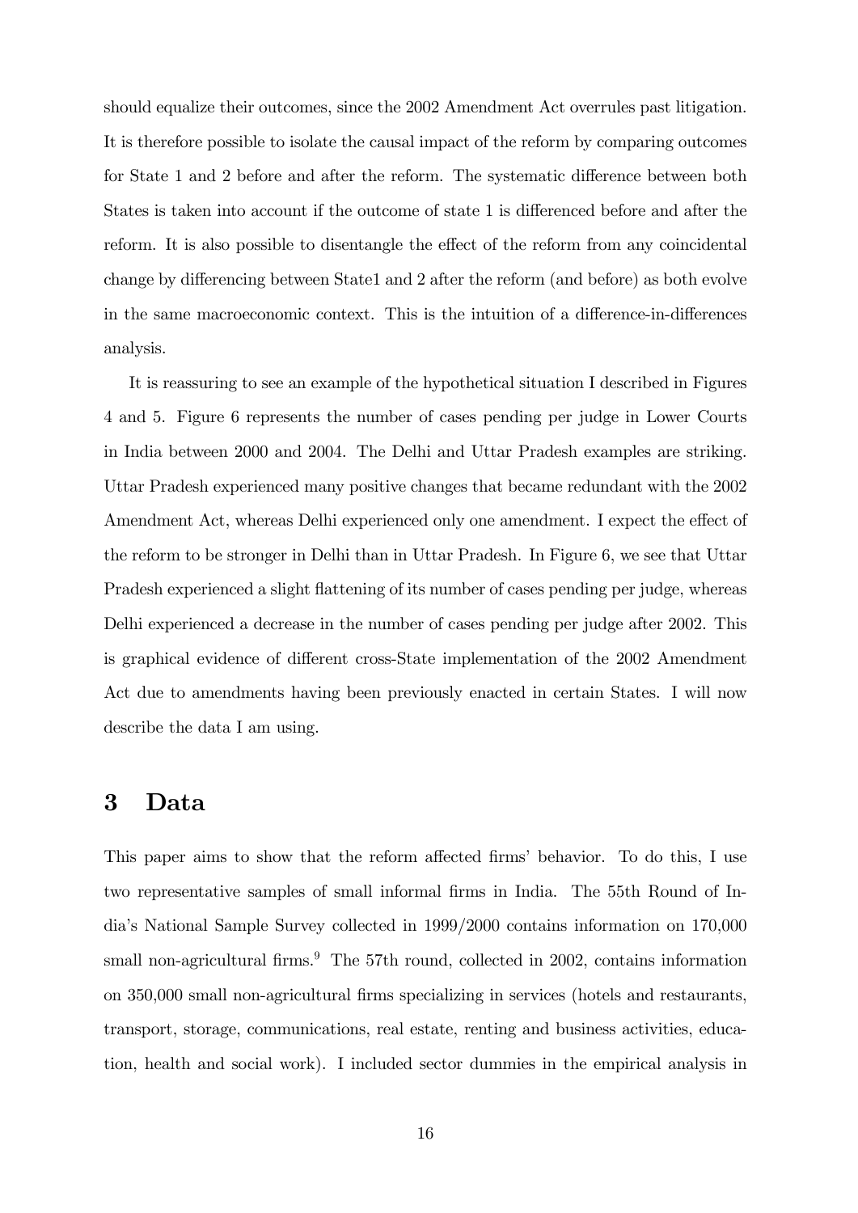should equalize their outcomes, since the 2002 Amendment Act overrules past litigation. It is therefore possible to isolate the causal impact of the reform by comparing outcomes for State 1 and 2 before and after the reform. The systematic difference between both States is taken into account if the outcome of state 1 is differenced before and after the reform. It is also possible to disentangle the effect of the reform from any coincidental change by differencing between State1 and 2 after the reform (and before) as both evolve in the same macroeconomic context. This is the intuition of a difference-in-differences analysis.

It is reassuring to see an example of the hypothetical situation I described in Figures 4 and 5. Figure 6 represents the number of cases pending per judge in Lower Courts in India between 2000 and 2004. The Delhi and Uttar Pradesh examples are striking. Uttar Pradesh experienced many positive changes that became redundant with the 2002 Amendment Act, whereas Delhi experienced only one amendment. I expect the effect of the reform to be stronger in Delhi than in Uttar Pradesh. In Figure 6, we see that Uttar Pradesh experienced a slight flattening of its number of cases pending per judge, whereas Delhi experienced a decrease in the number of cases pending per judge after 2002. This is graphical evidence of different cross-State implementation of the 2002 Amendment Act due to amendments having been previously enacted in certain States. I will now describe the data I am using.

# 3 Data

This paper aims to show that the reform affected firms' behavior. To do this, I use two representative samples of small informal firms in India. The 55th Round of India's National Sample Survey collected in 1999/2000 contains information on 170,000 small non-agricultural firms.[9] The 57th round, collected in 2002, contains information on 350,000 small non-agricultural firms specializing in services (hotels and restaurants, transport, storage, communications, real estate, renting and business activities, education, health and social work). I included sector dummies in the empirical analysis in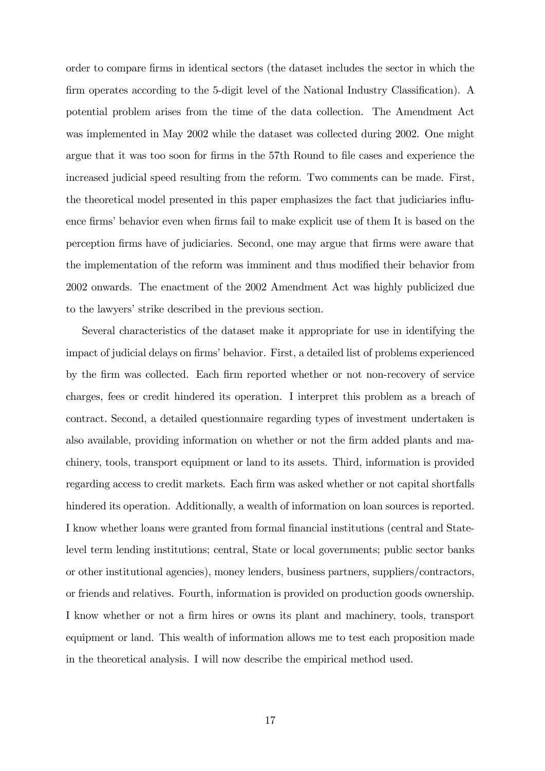order to compare firms in identical sectors (the dataset includes the sector in which the firm operates according to the 5-digit level of the National Industry Classification). A potential problem arises from the time of the data collection. The Amendment Act was implemented in May 2002 while the dataset was collected during 2002. One might argue that it was too soon for firms in the 57th Round to file cases and experience the increased judicial speed resulting from the reform. Two comments can be made. First, the theoretical model presented in this paper emphasizes the fact that judiciaries influence firms' behavior even when firms fail to make explicit use of them It is based on the perception firms have of judiciaries. Second, one may argue that firms were aware that the implementation of the reform was imminent and thus modified their behavior from 2002 onwards. The enactment of the 2002 Amendment Act was highly publicized due to the lawyers' strike described in the previous section.

Several characteristics of the dataset make it appropriate for use in identifying the impact of judicial delays on firms' behavior. First, a detailed list of problems experienced by the firm was collected. Each firm reported whether or not non-recovery of service charges, fees or credit hindered its operation. I interpret this problem as a breach of contract. Second, a detailed questionnaire regarding types of investment undertaken is also available, providing information on whether or not the firm added plants and machinery, tools, transport equipment or land to its assets. Third, information is provided regarding access to credit markets. Each firm was asked whether or not capital shortfalls hindered its operation. Additionally, a wealth of information on loan sources is reported. I know whether loans were granted from formal financial institutions (central and State-level term lending institutions; central, State or local governments; public sector banks or other institutional agencies), money lenders, business partners, suppliers/contractors, or friends and relatives. Fourth, information is provided on production goods ownership. I know whether or not a firm hires or owns its plant and machinery, tools, transport equipment or land. This wealth of information allows me to test each proposition made in the theoretical analysis. I will now describe the empirical method used.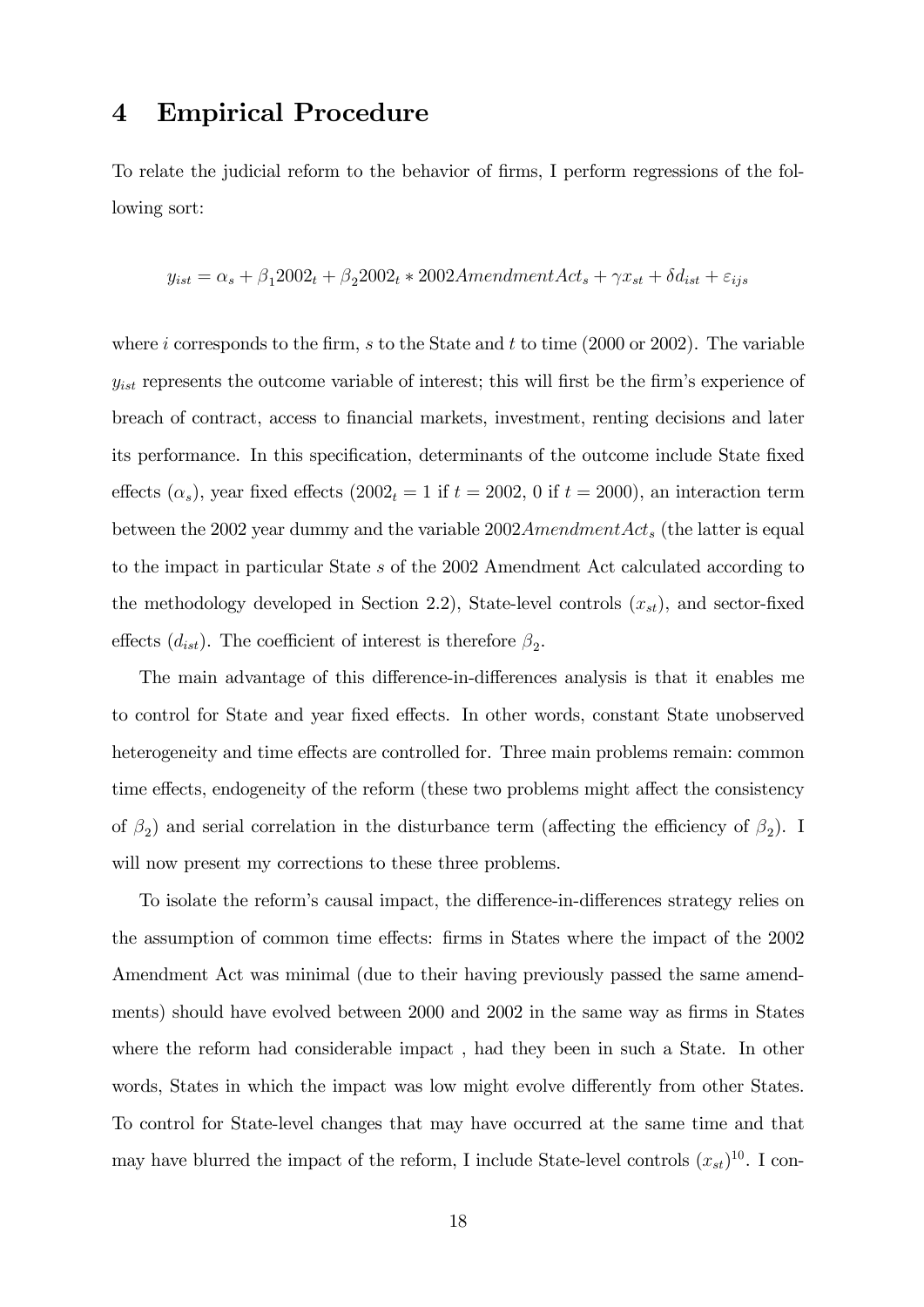## 4 Empirical Procedure

To relate the judicial reform to the behavior of firms, I perform regressions of the following sort:

$$y_{ist} = \alpha_s + \beta_1 2002_t + \beta_2 2002_t * 2002AmendmentAct_s + \gamma x_{st} + \delta d_{ist} + \varepsilon_{ijs}$$

where $i$ corresponds to the firm, $s$ to the State and $t$ to time (2000 or 2002). The variable $y_{ist}$ represents the outcome variable of interest; this will first be the firm's experience of breach of contract, access to financial markets, investment, renting decisions and later its performance. In this specification, determinants of the outcome include State fixed effects ($\alpha_s$), year fixed effects ($2002_t = 1$ if $t = 2002$, 0 if $t = 2000$), an interaction term between the 2002 year dummy and the variable $2002AmendmentAct_s$ (the latter is equal to the impact in particular State $s$ of the 2002 Amendment Act calculated according to the methodology developed in Section 2.2), State-level controls ($x_{st}$), and sector-fixed effects ($d_{ist}$). The coefficient of interest is therefore $\beta_2$.

The main advantage of this difference-in-differences analysis is that it enables me to control for State and year fixed effects. In other words, constant State unobserved heterogeneity and time effects are controlled for. Three main problems remain: common time effects, endogeneity of the reform (these two problems might affect the consistency of $\beta_2$) and serial correlation in the disturbance term (affecting the efficiency of $\beta_2$). I will now present my corrections to these three problems.

To isolate the reform's causal impact, the difference-in-differences strategy relies on the assumption of common time effects: firms in States where the impact of the 2002 Amendment Act was minimal (due to their having previously passed the same amendments) should have evolved between 2000 and 2002 in the same way as firms in States where the reform had considerable impact , had they been in such a State. In other words, States in which the impact was low might evolve differently from other States. To control for State-level changes that may have occurred at the same time and that may have blurred the impact of the reform, I include State-level controls ($x_{st}$)[10]. I con-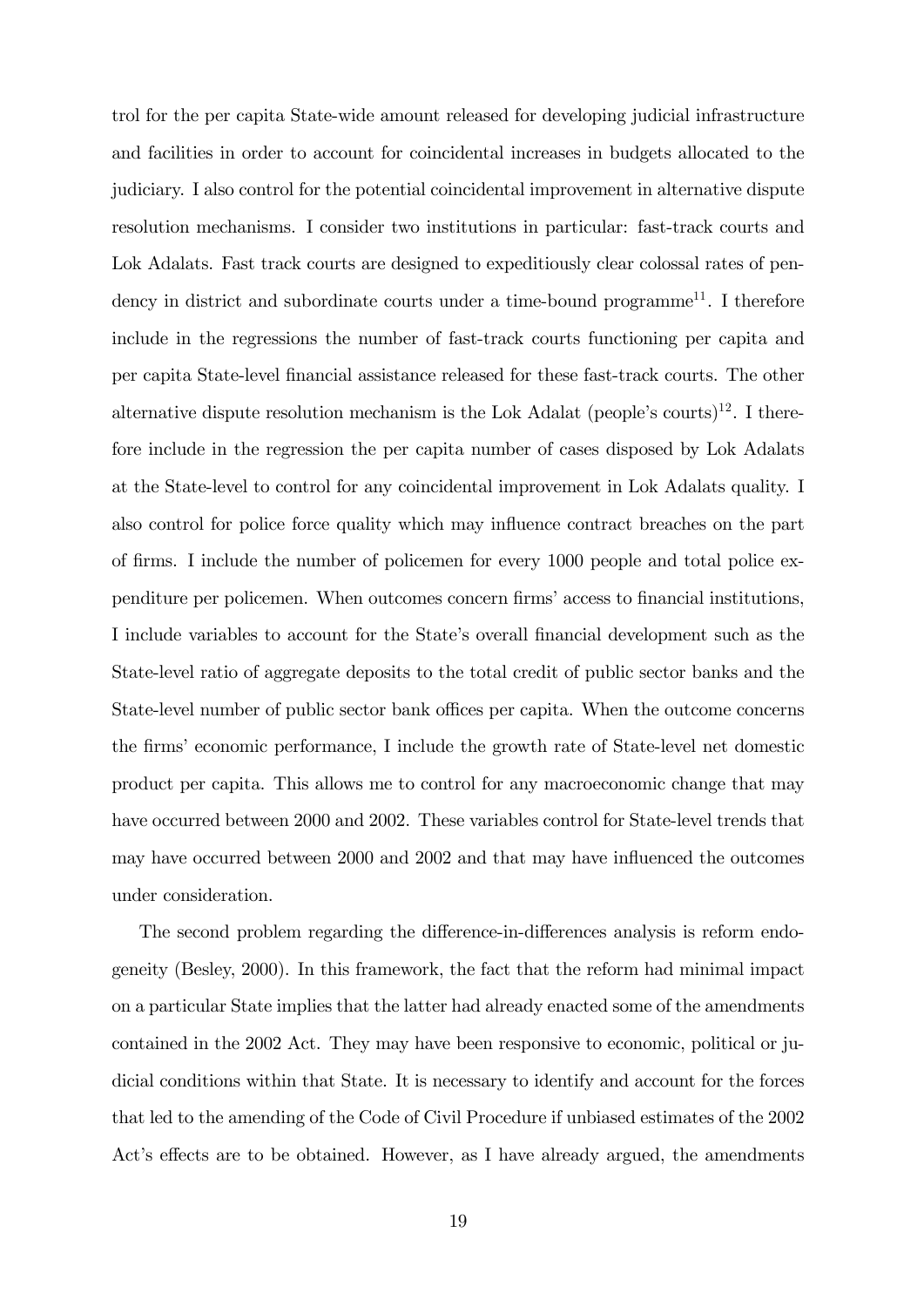trol for the per capita State-wide amount released for developing judicial infrastructure and facilities in order to account for coincidental increases in budgets allocated to the judiciary. I also control for the potential coincidental improvement in alternative dispute resolution mechanisms. I consider two institutions in particular: fast-track courts and Lok Adalats. Fast track courts are designed to expeditiously clear colossal rates of pendency in district and subordinate courts under a time-bound programme[11]. I therefore include in the regressions the number of fast-track courts functioning per capita and per capita State-level financial assistance released for these fast-track courts. The other alternative dispute resolution mechanism is the Lok Adalat (people's courts)[12]. I therefore include in the regression the per capita number of cases disposed by Lok Adalats at the State-level to control for any coincidental improvement in Lok Adalats quality. I also control for police force quality which may influence contract breaches on the part of firms. I include the number of policemen for every 1000 people and total police expenditure per policemen. When outcomes concern firms' access to financial institutions, I include variables to account for the State's overall financial development such as the State-level ratio of aggregate deposits to the total credit of public sector banks and the State-level number of public sector bank offices per capita. When the outcome concerns the firms' economic performance, I include the growth rate of State-level net domestic product per capita. This allows me to control for any macroeconomic change that may have occurred between 2000 and 2002. These variables control for State-level trends that may have occurred between 2000 and 2002 and that may have influenced the outcomes under consideration.

The second problem regarding the difference-in-differences analysis is reform endogeneity (Besley, 2000). In this framework, the fact that the reform had minimal impact on a particular State implies that the latter had already enacted some of the amendments contained in the 2002 Act. They may have been responsive to economic, political or judicial conditions within that State. It is necessary to identify and account for the forces that led to the amending of the Code of Civil Procedure if unbiased estimates of the 2002 Act's effects are to be obtained. However, as I have already argued, the amendments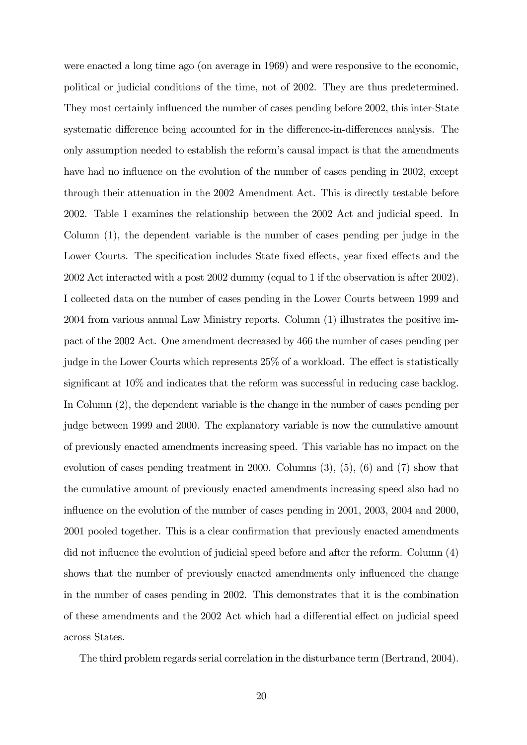were enacted a long time ago (on average in 1969) and were responsive to the economic, political or judicial conditions of the time, not of 2002. They are thus predetermined. They most certainly influenced the number of cases pending before 2002, this inter-State systematic difference being accounted for in the difference-in-differences analysis. The only assumption needed to establish the reform's causal impact is that the amendments have had no influence on the evolution of the number of cases pending in 2002, except through their attenuation in the 2002 Amendment Act. This is directly testable before 2002. Table 1 examines the relationship between the 2002 Act and judicial speed. In Column (1), the dependent variable is the number of cases pending per judge in the Lower Courts. The specification includes State fixed effects, year fixed effects and the 2002 Act interacted with a post 2002 dummy (equal to 1 if the observation is after 2002). I collected data on the number of cases pending in the Lower Courts between 1999 and 2004 from various annual Law Ministry reports. Column (1) illustrates the positive impact of the 2002 Act. One amendment decreased by 466 the number of cases pending per judge in the Lower Courts which represents 25% of a workload. The effect is statistically significant at 10% and indicates that the reform was successful in reducing case backlog. In Column (2), the dependent variable is the change in the number of cases pending per judge between 1999 and 2000. The explanatory variable is now the cumulative amount of previously enacted amendments increasing speed. This variable has no impact on the evolution of cases pending treatment in 2000. Columns (3), (5), (6) and (7) show that the cumulative amount of previously enacted amendments increasing speed also had no influence on the evolution of the number of cases pending in 2001, 2003, 2004 and 2000, 2001 pooled together. This is a clear confirmation that previously enacted amendments did not influence the evolution of judicial speed before and after the reform. Column (4) shows that the number of previously enacted amendments only influenced the change in the number of cases pending in 2002. This demonstrates that it is the combination of these amendments and the 2002 Act which had a differential effect on judicial speed across States.

The third problem regards serial correlation in the disturbance term (Bertrand, 2004).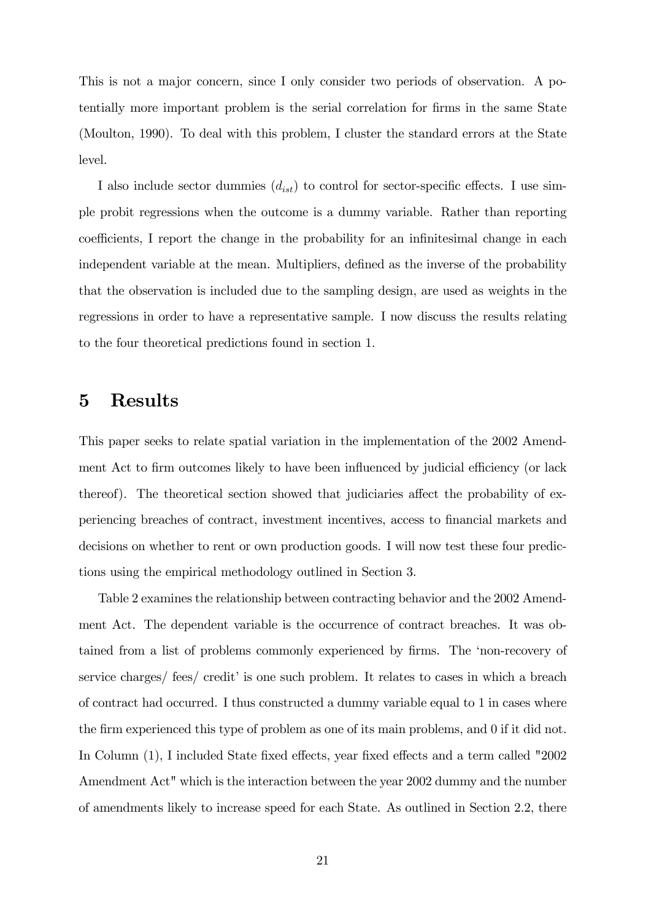This is not a major concern, since I only consider two periods of observation. A potentially more important problem is the serial correlation for firms in the same State (Moulton, 1990). To deal with this problem, I cluster the standard errors at the State level.

I also include sector dummies ($d_{ist}$) to control for sector-specific effects. I use simple probit regressions when the outcome is a dummy variable. Rather than reporting coefficients, I report the change in the probability for an infinitesimal change in each independent variable at the mean. Multipliers, defined as the inverse of the probability that the observation is included due to the sampling design, are used as weights in the regressions in order to have a representative sample. I now discuss the results relating to the four theoretical predictions found in section 1.

# 5 Results

This paper seeks to relate spatial variation in the implementation of the 2002 Amendment Act to firm outcomes likely to have been influenced by judicial efficiency (or lack thereof). The theoretical section showed that judiciaries affect the probability of experiencing breaches of contract, investment incentives, access to financial markets and decisions on whether to rent or own production goods. I will now test these four predictions using the empirical methodology outlined in Section 3.

Table 2 examines the relationship between contracting behavior and the 2002 Amendment Act. The dependent variable is the occurrence of contract breaches. It was obtained from a list of problems commonly experienced by firms. The 'non-recovery of service charges/ fees/ credit' is one such problem. It relates to cases in which a breach of contract had occurred. I thus constructed a dummy variable equal to 1 in cases where the firm experienced this type of problem as one of its main problems, and 0 if it did not. In Column (1), I included State fixed effects, year fixed effects and a term called "2002 Amendment Act" which is the interaction between the year 2002 dummy and the number of amendments likely to increase speed for each State. As outlined in Section 2.2, there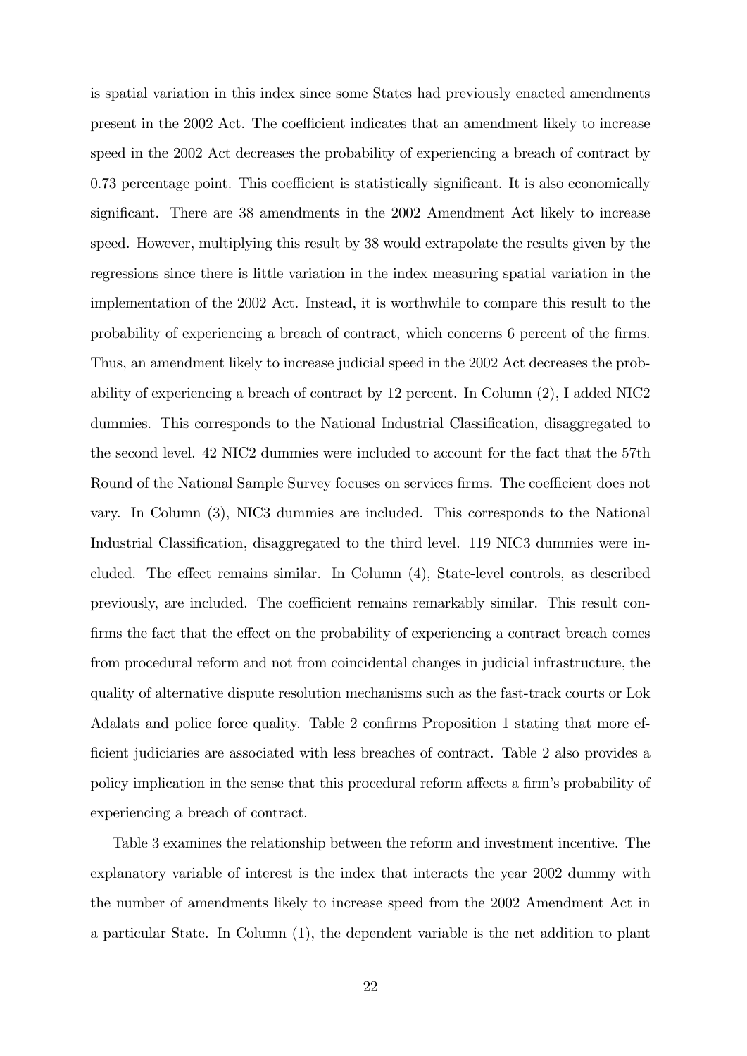is spatial variation in this index since some States had previously enacted amendments present in the 2002 Act. The coefficient indicates that an amendment likely to increase speed in the 2002 Act decreases the probability of experiencing a breach of contract by 0.73 percentage point. This coefficient is statistically significant. It is also economically significant. There are 38 amendments in the 2002 Amendment Act likely to increase speed. However, multiplying this result by 38 would extrapolate the results given by the regressions since there is little variation in the index measuring spatial variation in the implementation of the 2002 Act. Instead, it is worthwhile to compare this result to the probability of experiencing a breach of contract, which concerns 6 percent of the firms. Thus, an amendment likely to increase judicial speed in the 2002 Act decreases the probability of experiencing a breach of contract by 12 percent. In Column (2), I added NIC2 dummies. This corresponds to the National Industrial Classification, disaggregated to the second level. 42 NIC2 dummies were included to account for the fact that the 57th Round of the National Sample Survey focuses on services firms. The coefficient does not vary. In Column (3), NIC3 dummies are included. This corresponds to the National Industrial Classification, disaggregated to the third level. 119 NIC3 dummies were included. The effect remains similar. In Column (4), State-level controls, as described previously, are included. The coefficient remains remarkably similar. This result confirms the fact that the effect on the probability of experiencing a contract breach comes from procedural reform and not from coincidental changes in judicial infrastructure, the quality of alternative dispute resolution mechanisms such as the fast-track courts or Lok Adalats and police force quality. Table 2 confirms Proposition 1 stating that more efficient judiciaries are associated with less breaches of contract. Table 2 also provides a policy implication in the sense that this procedural reform affects a firm's probability of experiencing a breach of contract.

Table 3 examines the relationship between the reform and investment incentive. The explanatory variable of interest is the index that interacts the year 2002 dummy with the number of amendments likely to increase speed from the 2002 Amendment Act in a particular State. In Column (1), the dependent variable is the net addition to plant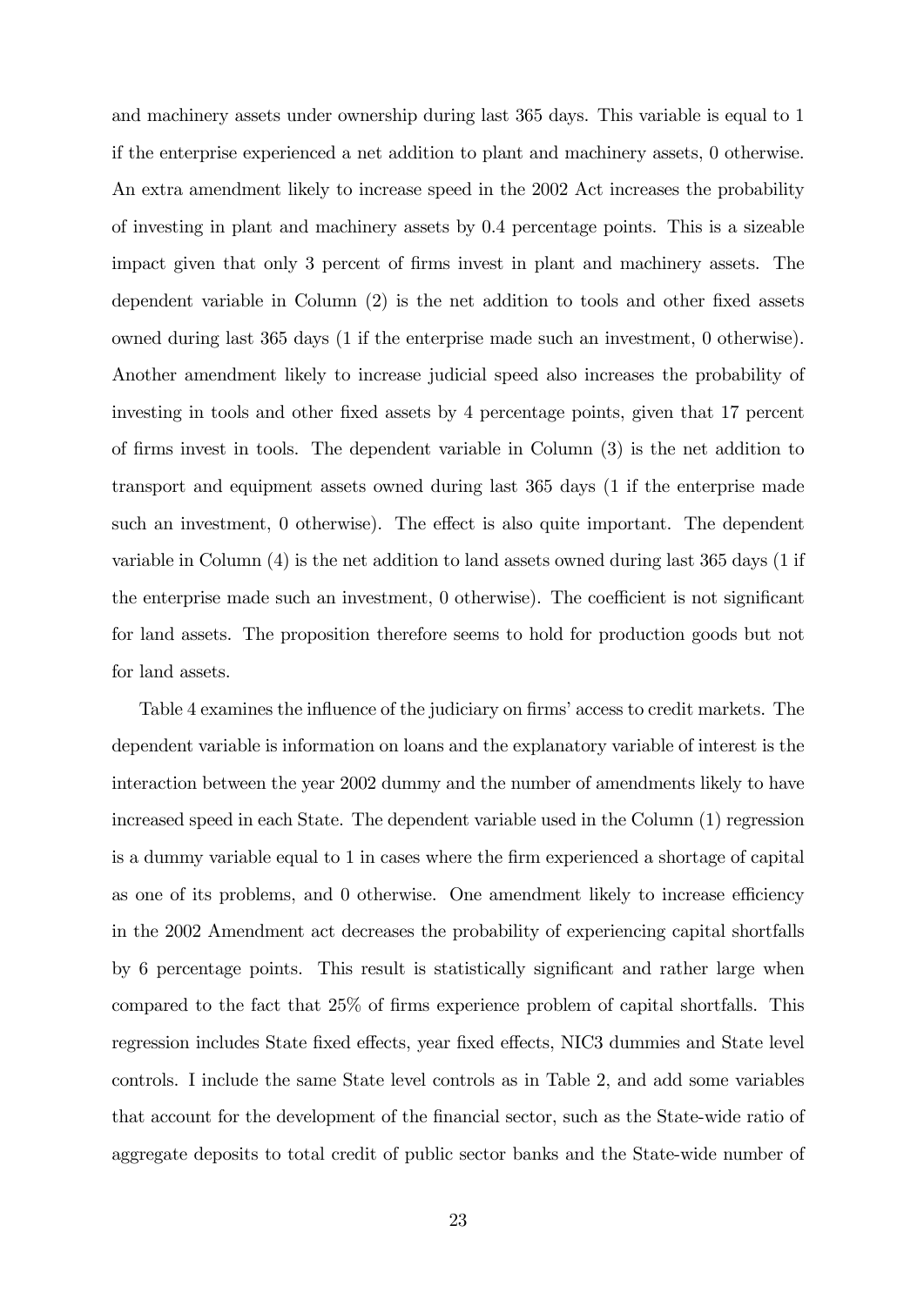and machinery assets under ownership during last 365 days. This variable is equal to 1 if the enterprise experienced a net addition to plant and machinery assets, 0 otherwise. An extra amendment likely to increase speed in the 2002 Act increases the probability of investing in plant and machinery assets by 0.4 percentage points. This is a sizeable impact given that only 3 percent of firms invest in plant and machinery assets. The dependent variable in Column (2) is the net addition to tools and other fixed assets owned during last 365 days (1 if the enterprise made such an investment, 0 otherwise). Another amendment likely to increase judicial speed also increases the probability of investing in tools and other fixed assets by 4 percentage points, given that 17 percent of firms invest in tools. The dependent variable in Column (3) is the net addition to transport and equipment assets owned during last 365 days (1 if the enterprise made such an investment, 0 otherwise). The effect is also quite important. The dependent variable in Column (4) is the net addition to land assets owned during last 365 days (1 if the enterprise made such an investment, 0 otherwise). The coefficient is not significant for land assets. The proposition therefore seems to hold for production goods but not for land assets.

Table 4 examines the influence of the judiciary on firms' access to credit markets. The dependent variable is information on loans and the explanatory variable of interest is the interaction between the year 2002 dummy and the number of amendments likely to have increased speed in each State. The dependent variable used in the Column (1) regression is a dummy variable equal to 1 in cases where the firm experienced a shortage of capital as one of its problems, and 0 otherwise. One amendment likely to increase efficiency in the 2002 Amendment act decreases the probability of experiencing capital shortfalls by 6 percentage points. This result is statistically significant and rather large when compared to the fact that 25% of firms experience problem of capital shortfalls. This regression includes State fixed effects, year fixed effects, NIC3 dummies and State level controls. I include the same State level controls as in Table 2, and add some variables that account for the development of the financial sector, such as the State-wide ratio of aggregate deposits to total credit of public sector banks and the State-wide number of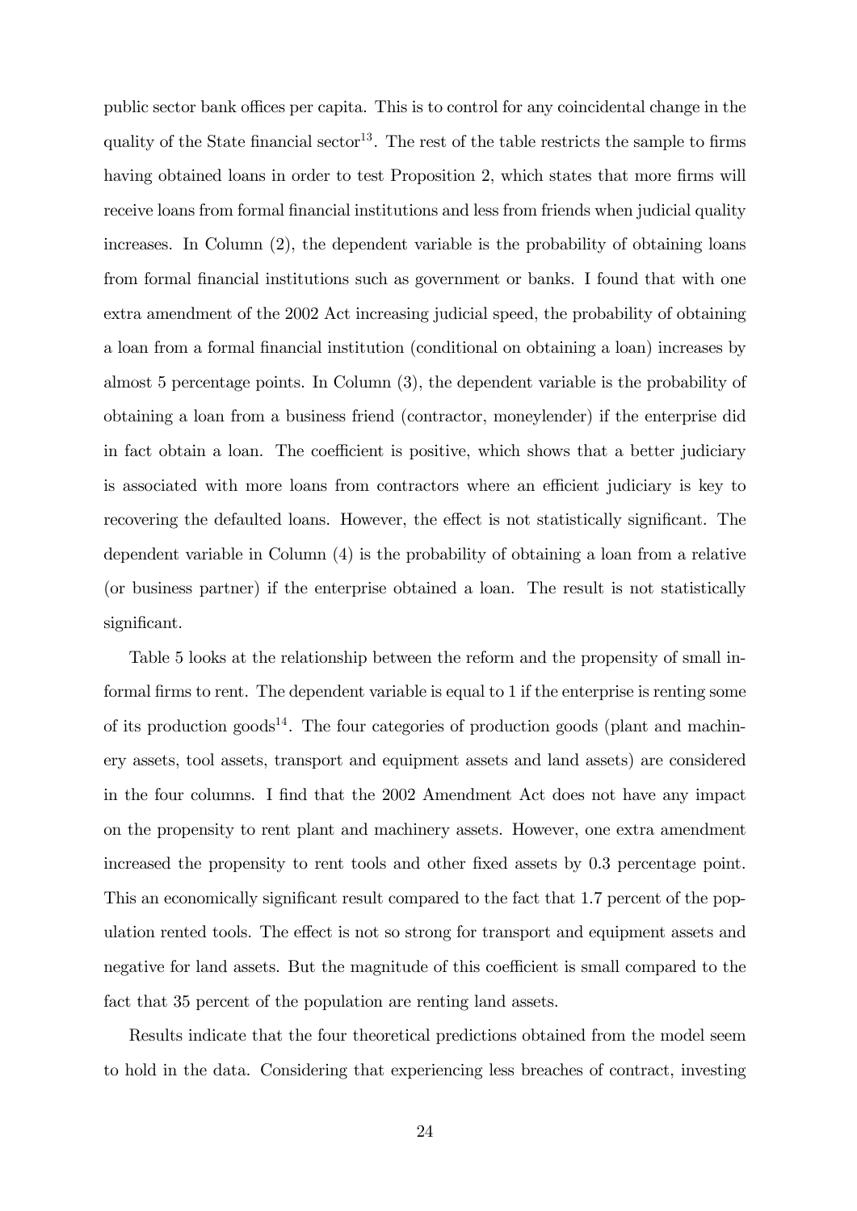public sector bank offices per capita. This is to control for any coincidental change in the quality of the State financial sector[13]. The rest of the table restricts the sample to firms having obtained loans in order to test Proposition 2, which states that more firms will receive loans from formal financial institutions and less from friends when judicial quality increases. In Column (2), the dependent variable is the probability of obtaining loans from formal financial institutions such as government or banks. I found that with one extra amendment of the 2002 Act increasing judicial speed, the probability of obtaining a loan from a formal financial institution (conditional on obtaining a loan) increases by almost 5 percentage points. In Column (3), the dependent variable is the probability of obtaining a loan from a business friend (contractor, moneylender) if the enterprise did in fact obtain a loan. The coefficient is positive, which shows that a better judiciary is associated with more loans from contractors where an efficient judiciary is key to recovering the defaulted loans. However, the effect is not statistically significant. The dependent variable in Column (4) is the probability of obtaining a loan from a relative (or business partner) if the enterprise obtained a loan. The result is not statistically significant.

Table 5 looks at the relationship between the reform and the propensity of small informal firms to rent. The dependent variable is equal to 1 if the enterprise is renting some of its production goods[14]. The four categories of production goods (plant and machinery assets, tool assets, transport and equipment assets and land assets) are considered in the four columns. I find that the 2002 Amendment Act does not have any impact on the propensity to rent plant and machinery assets. However, one extra amendment increased the propensity to rent tools and other fixed assets by 0.3 percentage point. This an economically significant result compared to the fact that 1.7 percent of the population rented tools. The effect is not so strong for transport and equipment assets and negative for land assets. But the magnitude of this coefficient is small compared to the fact that 35 percent of the population are renting land assets.

Results indicate that the four theoretical predictions obtained from the model seem to hold in the data. Considering that experiencing less breaches of contract, investing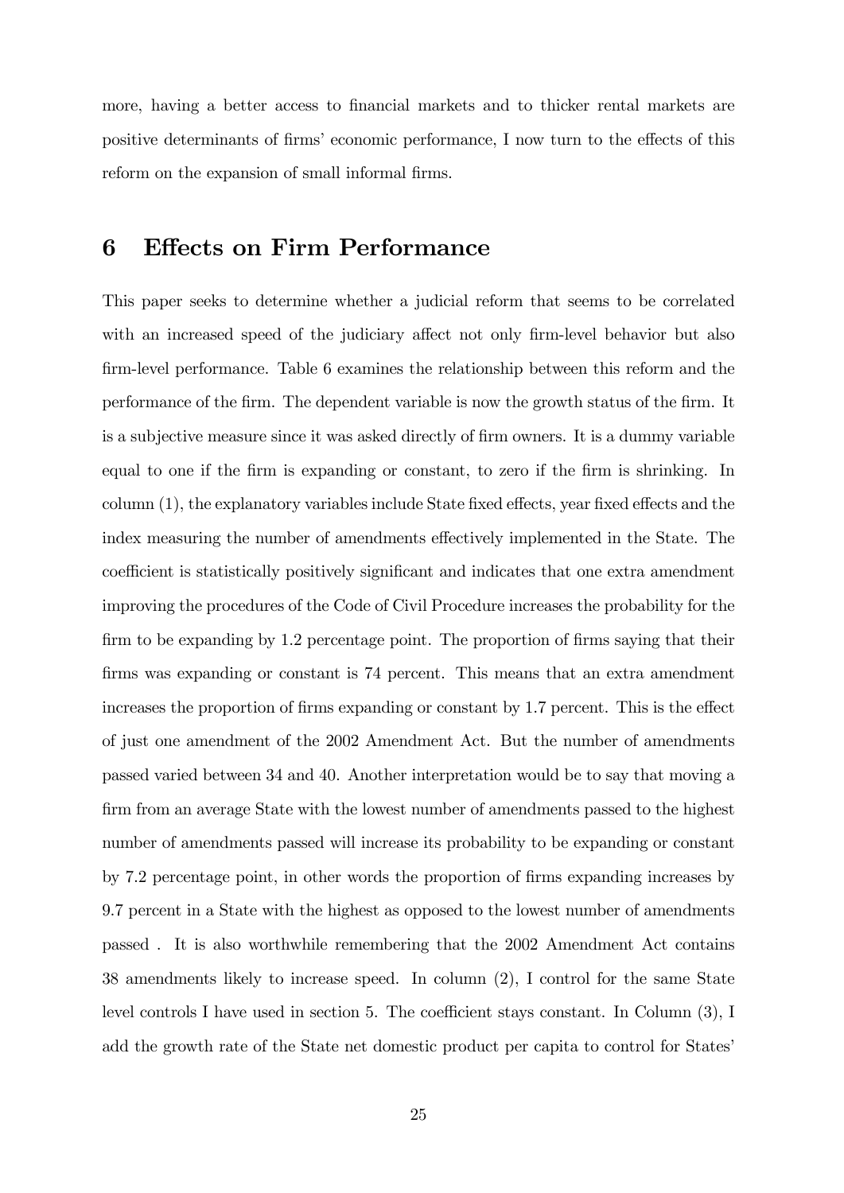more, having a better access to financial markets and to thicker rental markets are positive determinants of firms' economic performance, I now turn to the effects of this reform on the expansion of small informal firms.

# 6 Effects on Firm Performance

This paper seeks to determine whether a judicial reform that seems to be correlated with an increased speed of the judiciary affect not only firm-level behavior but also firm-level performance. Table 6 examines the relationship between this reform and the performance of the firm. The dependent variable is now the growth status of the firm. It is a subjective measure since it was asked directly of firm owners. It is a dummy variable equal to one if the firm is expanding or constant, to zero if the firm is shrinking. In column (1), the explanatory variables include State fixed effects, year fixed effects and the index measuring the number of amendments effectively implemented in the State. The coefficient is statistically positively significant and indicates that one extra amendment improving the procedures of the Code of Civil Procedure increases the probability for the firm to be expanding by 1.2 percentage point. The proportion of firms saying that their firms was expanding or constant is 74 percent. This means that an extra amendment increases the proportion of firms expanding or constant by 1.7 percent. This is the effect of just one amendment of the 2002 Amendment Act. But the number of amendments passed varied between 34 and 40. Another interpretation would be to say that moving a firm from an average State with the lowest number of amendments passed to the highest number of amendments passed will increase its probability to be expanding or constant by 7.2 percentage point, in other words the proportion of firms expanding increases by 9.7 percent in a State with the highest as opposed to the lowest number of amendments passed . It is also worthwhile remembering that the 2002 Amendment Act contains 38 amendments likely to increase speed. In column (2), I control for the same State level controls I have used in section 5. The coefficient stays constant. In Column (3), I add the growth rate of the State net domestic product per capita to control for States'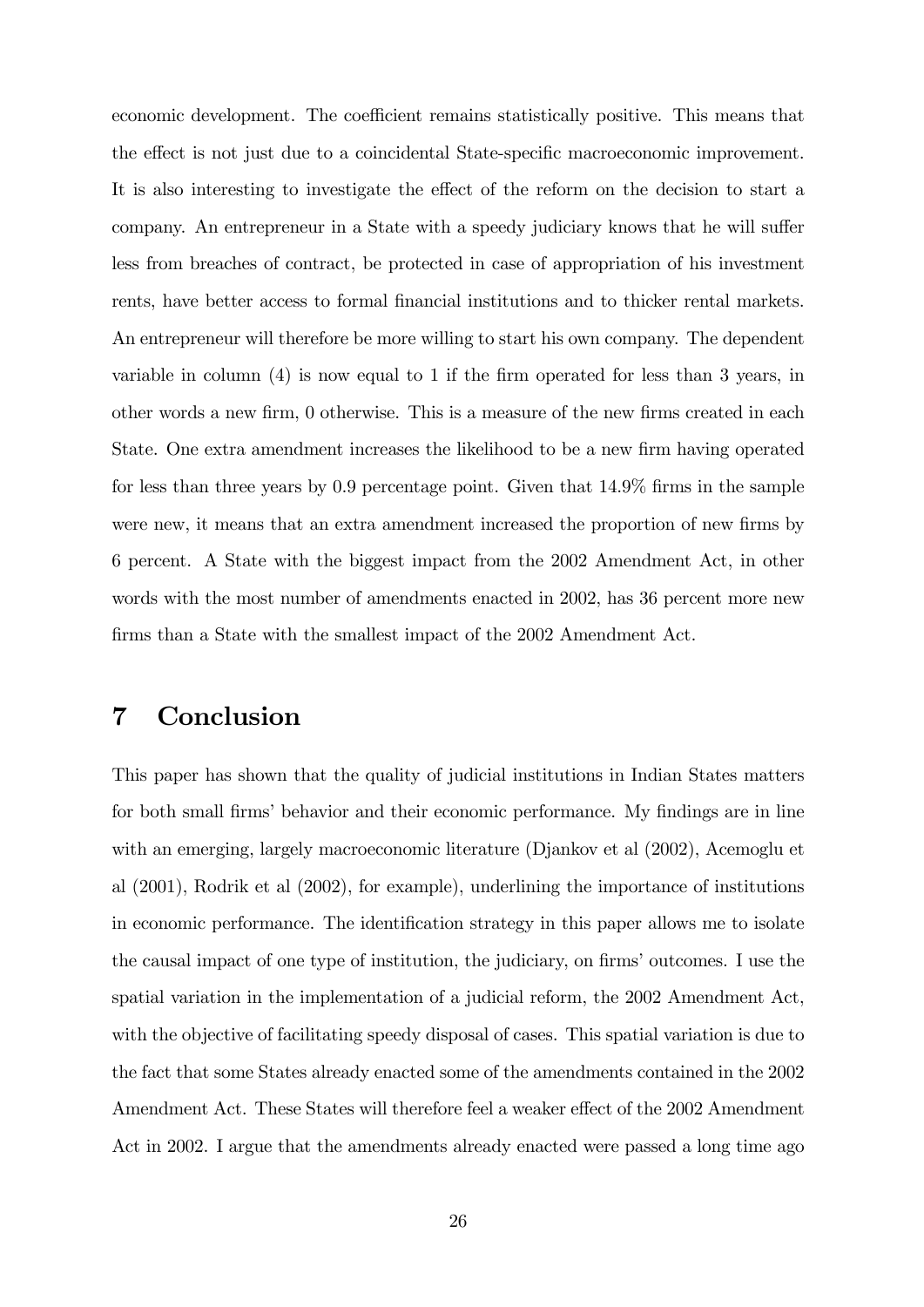economic development. The coefficient remains statistically positive. This means that the effect is not just due to a coincidental State-specific macroeconomic improvement. It is also interesting to investigate the effect of the reform on the decision to start a company. An entrepreneur in a State with a speedy judiciary knows that he will suffer less from breaches of contract, be protected in case of appropriation of his investment rents, have better access to formal financial institutions and to thicker rental markets. An entrepreneur will therefore be more willing to start his own company. The dependent variable in column (4) is now equal to 1 if the firm operated for less than 3 years, in other words a new firm, 0 otherwise. This is a measure of the new firms created in each State. One extra amendment increases the likelihood to be a new firm having operated for less than three years by 0.9 percentage point. Given that 14.9% firms in the sample were new, it means that an extra amendment increased the proportion of new firms by 6 percent. A State with the biggest impact from the 2002 Amendment Act, in other words with the most number of amendments enacted in 2002, has 36 percent more new firms than a State with the smallest impact of the 2002 Amendment Act.

# 7 Conclusion

This paper has shown that the quality of judicial institutions in Indian States matters for both small firms' behavior and their economic performance. My findings are in line with an emerging, largely macroeconomic literature (Djankov et al (2002), Acemoglu et al (2001), Rodrik et al (2002), for example), underlining the importance of institutions in economic performance. The identification strategy in this paper allows me to isolate the causal impact of one type of institution, the judiciary, on firms' outcomes. I use the spatial variation in the implementation of a judicial reform, the 2002 Amendment Act, with the objective of facilitating speedy disposal of cases. This spatial variation is due to the fact that some States already enacted some of the amendments contained in the 2002 Amendment Act. These States will therefore feel a weaker effect of the 2002 Amendment Act in 2002. I argue that the amendments already enacted were passed a long time ago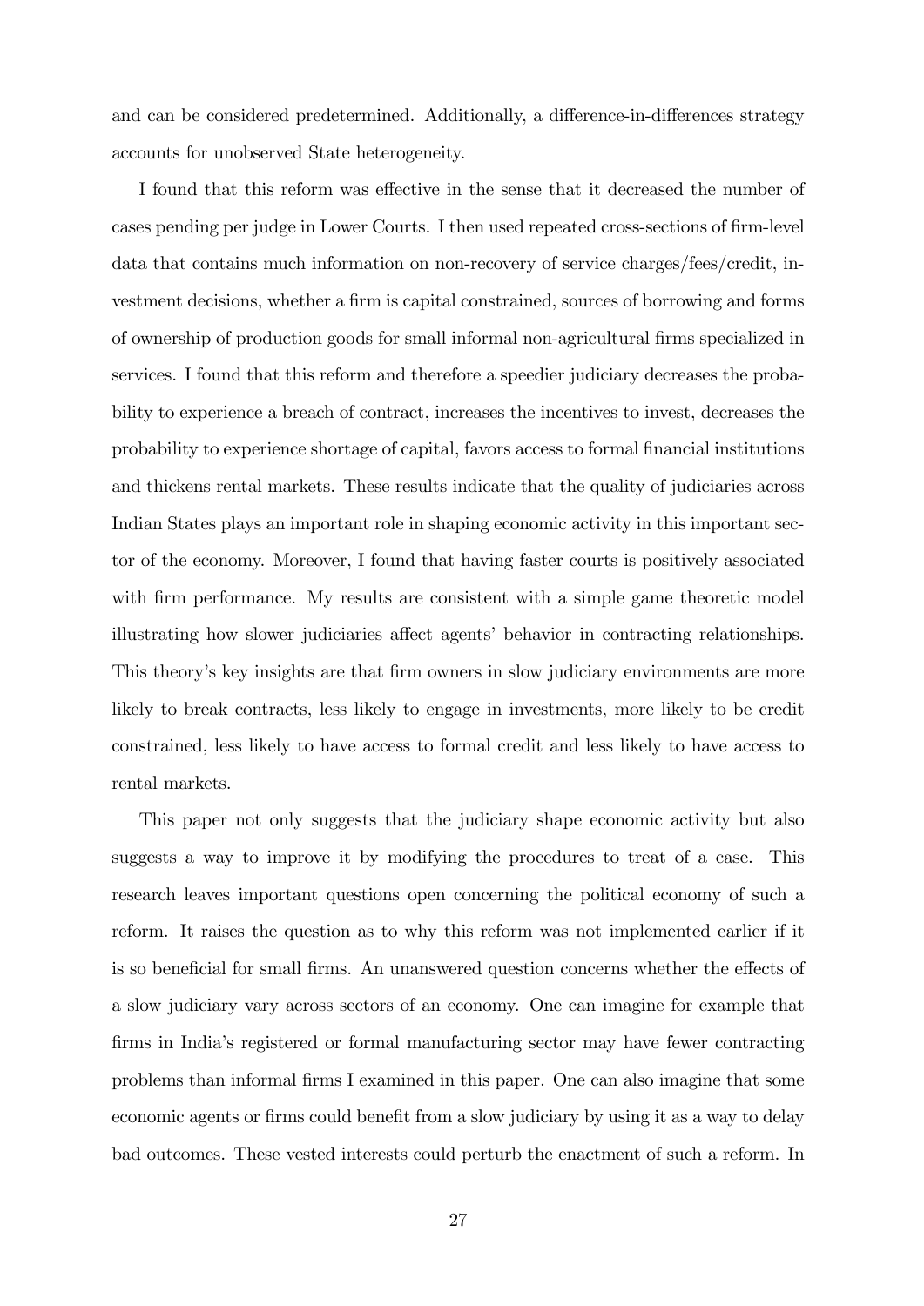and can be considered predetermined. Additionally, a difference-in-differences strategy accounts for unobserved State heterogeneity.

I found that this reform was effective in the sense that it decreased the number of cases pending per judge in Lower Courts. I then used repeated cross-sections of firm-level data that contains much information on non-recovery of service charges/fees/credit, investment decisions, whether a firm is capital constrained, sources of borrowing and forms of ownership of production goods for small informal non-agricultural firms specialized in services. I found that this reform and therefore a speedier judiciary decreases the probability to experience a breach of contract, increases the incentives to invest, decreases the probability to experience shortage of capital, favors access to formal financial institutions and thickens rental markets. These results indicate that the quality of judiciaries across Indian States plays an important role in shaping economic activity in this important sector of the economy. Moreover, I found that having faster courts is positively associated with firm performance. My results are consistent with a simple game theoretic model illustrating how slower judiciaries affect agents' behavior in contracting relationships. This theory's key insights are that firm owners in slow judiciary environments are more likely to break contracts, less likely to engage in investments, more likely to be credit constrained, less likely to have access to formal credit and less likely to have access to rental markets.

This paper not only suggests that the judiciary shape economic activity but also suggests a way to improve it by modifying the procedures to treat of a case. This research leaves important questions open concerning the political economy of such a reform. It raises the question as to why this reform was not implemented earlier if it is so beneficial for small firms. An unanswered question concerns whether the effects of a slow judiciary vary across sectors of an economy. One can imagine for example that firms in India's registered or formal manufacturing sector may have fewer contracting problems than informal firms I examined in this paper. One can also imagine that some economic agents or firms could benefit from a slow judiciary by using it as a way to delay bad outcomes. These vested interests could perturb the enactment of such a reform. In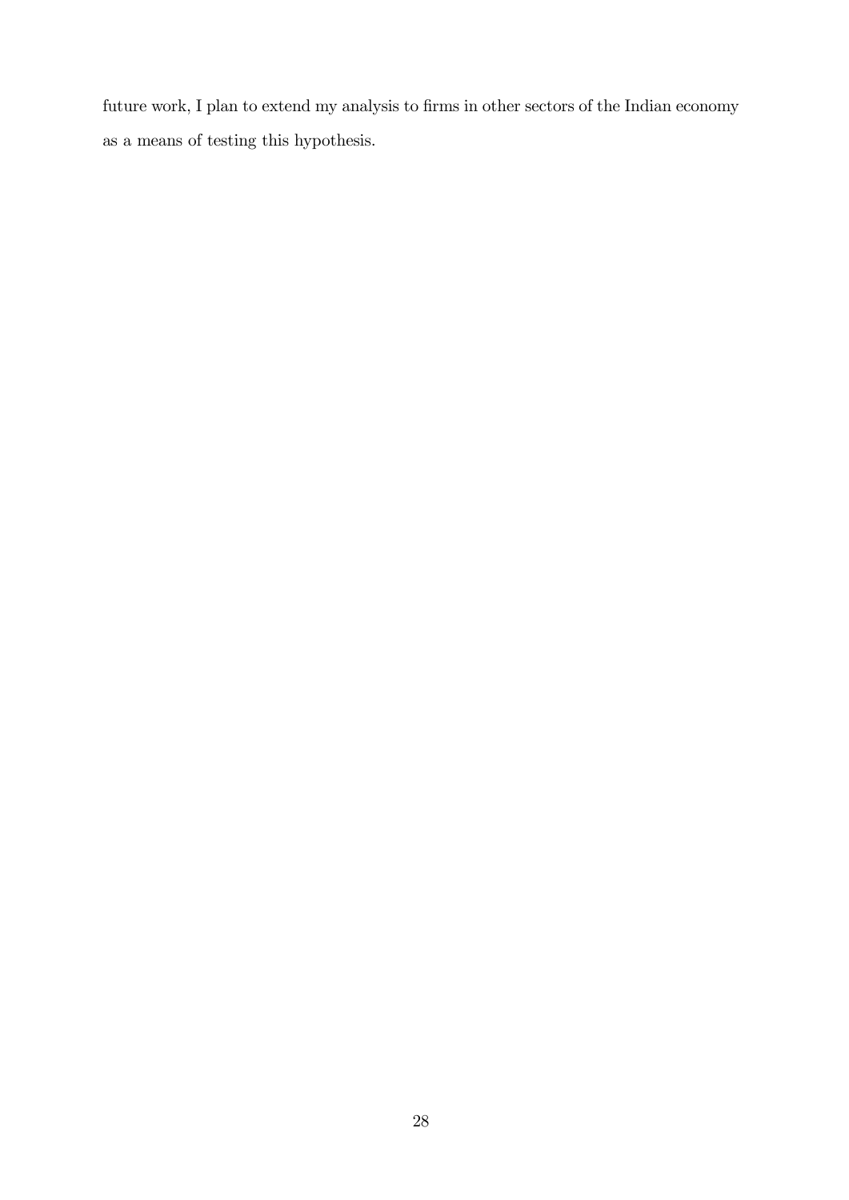future work, I plan to extend my analysis to firms in other sectors of the Indian economy as a means of testing this hypothesis.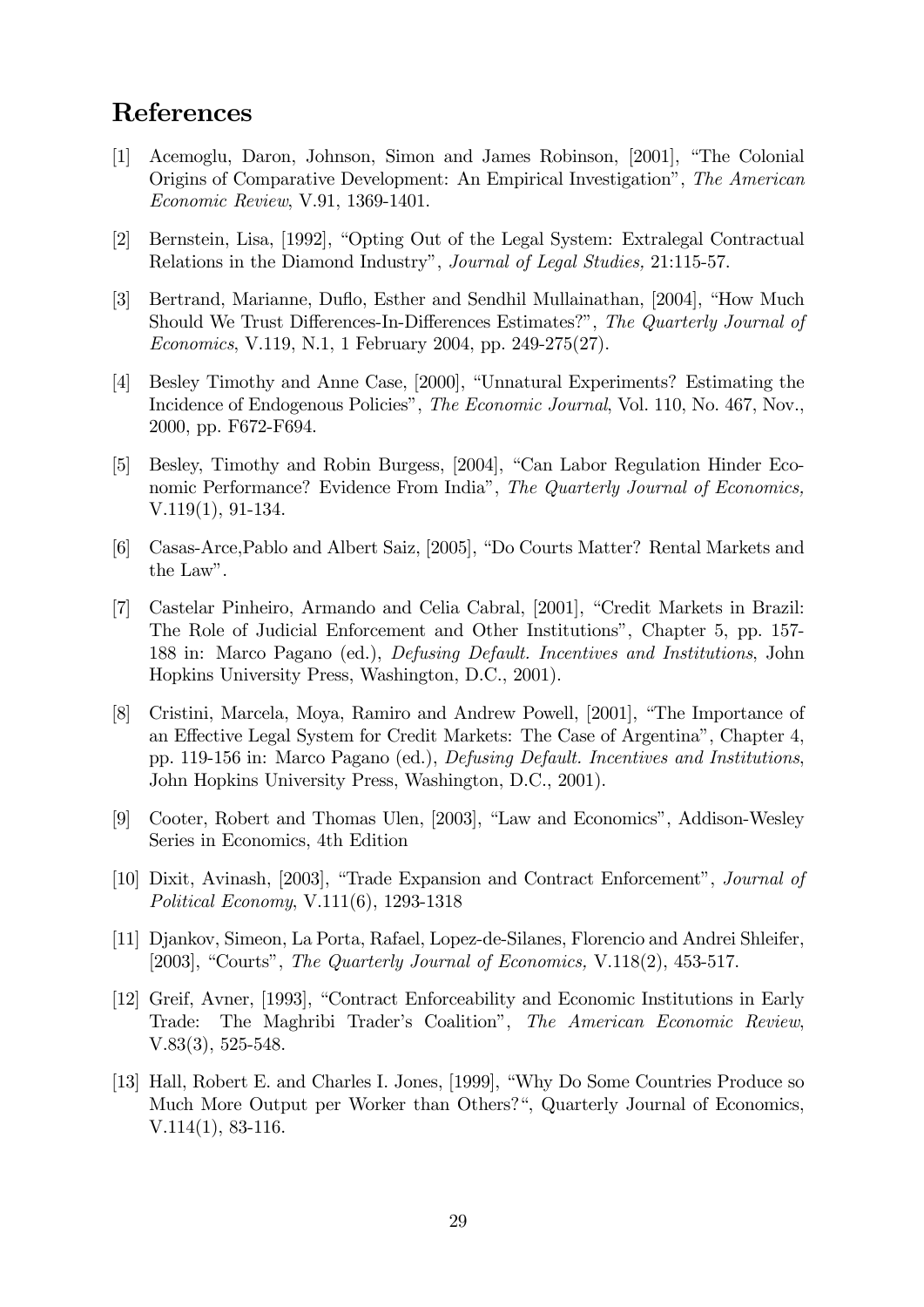## References

[1] Acemoglu, Daron, Johnson, Simon and James Robinson, [2001], "The Colonial Origins of Comparative Development: An Empirical Investigation", *The American Economic Review*, V.91, 1369-1401.

[2] Bernstein, Lisa, [1992], "Opting Out of the Legal System: Extralegal Contractual Relations in the Diamond Industry", *Journal of Legal Studies,* 21:115-57.

[3] Bertrand, Marianne, Duflo, Esther and Sendhil Mullainathan, [2004], "How Much Should We Trust Differences-In-Differences Estimates?", *The Quarterly Journal of Economics*, V.119, N.1, 1 February 2004, pp. 249-275(27).

[4] Besley Timothy and Anne Case, [2000], "Unnatural Experiments? Estimating the Incidence of Endogenous Policies", *The Economic Journal*, Vol. 110, No. 467, Nov., 2000, pp. F672-F694.

[5] Besley, Timothy and Robin Burgess, [2004], "Can Labor Regulation Hinder Economic Performance? Evidence From India", *The Quarterly Journal of Economics,* V.119(1), 91-134.

[6] Casas-Arce,Pablo and Albert Saiz, [2005], "Do Courts Matter? Rental Markets and the Law".

[7] Castelar Pinheiro, Armando and Celia Cabral, [2001], "Credit Markets in Brazil: The Role of Judicial Enforcement and Other Institutions", Chapter 5, pp. 157-188 in: Marco Pagano (ed.), *Defusing Default. Incentives and Institutions*, John Hopkins University Press, Washington, D.C., 2001).

[8] Cristini, Marcela, Moya, Ramiro and Andrew Powell, [2001], "The Importance of an Effective Legal System for Credit Markets: The Case of Argentina", Chapter 4, pp. 119-156 in: Marco Pagano (ed.), *Defusing Default. Incentives and Institutions*, John Hopkins University Press, Washington, D.C., 2001).

[9] Cooter, Robert and Thomas Ulen, [2003], "Law and Economics", Addison-Wesley Series in Economics, 4th Edition

[10] Dixit, Avinash, [2003], "Trade Expansion and Contract Enforcement", *Journal of Political Economy*, V.111(6), 1293-1318

[11] Djankov, Simeon, La Porta, Rafael, Lopez-de-Silanes, Florencio and Andrei Shleifer, [2003], "Courts", *The Quarterly Journal of Economics,* V.118(2), 453-517.

[12] Greif, Avner, [1993], "Contract Enforceability and Economic Institutions in Early Trade: The Maghribi Trader's Coalition", *The American Economic Review*, V.83(3), 525-548.

[13] Hall, Robert E. and Charles I. Jones, [1999], "Why Do Some Countries Produce so Much More Output per Worker than Others?", Quarterly Journal of Economics, V.114(1), 83-116.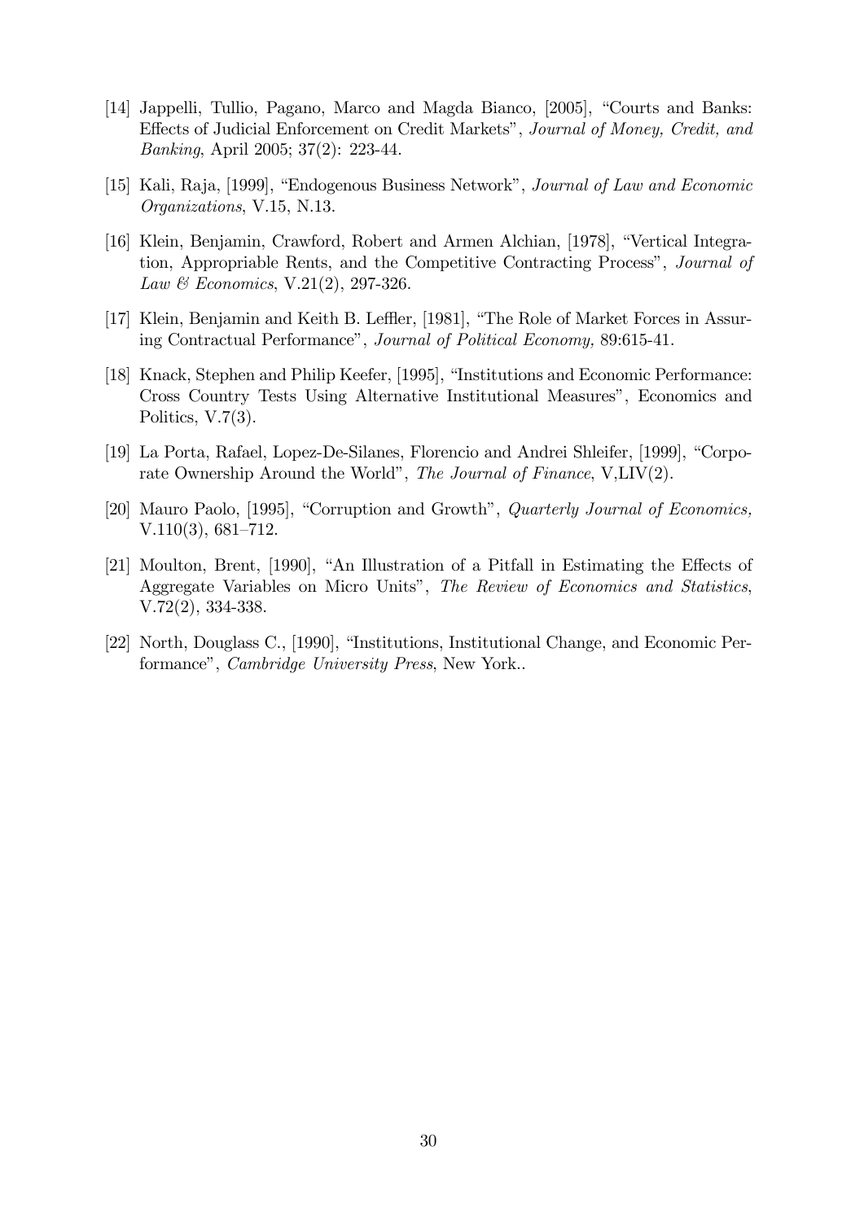[14] Jappelli, Tullio, Pagano, Marco and Magda Bianco, [2005], "Courts and Banks: Effects of Judicial Enforcement on Credit Markets", *Journal of Money, Credit, and Banking*, April 2005; 37(2): 223-44.

[15] Kali, Raja, [1999], "Endogenous Business Network", *Journal of Law and Economic Organizations*, V.15, N.13.

[16] Klein, Benjamin, Crawford, Robert and Armen Alchian, [1978], "Vertical Integration, Appropriable Rents, and the Competitive Contracting Process", *Journal of Law & Economics*, V.21(2), 297-326.

[17] Klein, Benjamin and Keith B. Leffler, [1981], "The Role of Market Forces in Assuring Contractual Performance", *Journal of Political Economy,* 89:615-41.

[18] Knack, Stephen and Philip Keefer, [1995], "Institutions and Economic Performance: Cross Country Tests Using Alternative Institutional Measures", Economics and Politics, V.7(3).

[19] La Porta, Rafael, Lopez-De-Silanes, Florencio and Andrei Shleifer, [1999], "Corporate Ownership Around the World", *The Journal of Finance*, V,LIV(2).

[20] Mauro Paolo, [1995], "Corruption and Growth", *Quarterly Journal of Economics,* V.110(3), 681–712.

[21] Moulton, Brent, [1990], "An Illustration of a Pitfall in Estimating the Effects of Aggregate Variables on Micro Units", *The Review of Economics and Statistics*, V.72(2), 334-338.

[22] North, Douglass C., [1990], "Institutions, Institutional Change, and Economic Performance", *Cambridge University Press*, New York..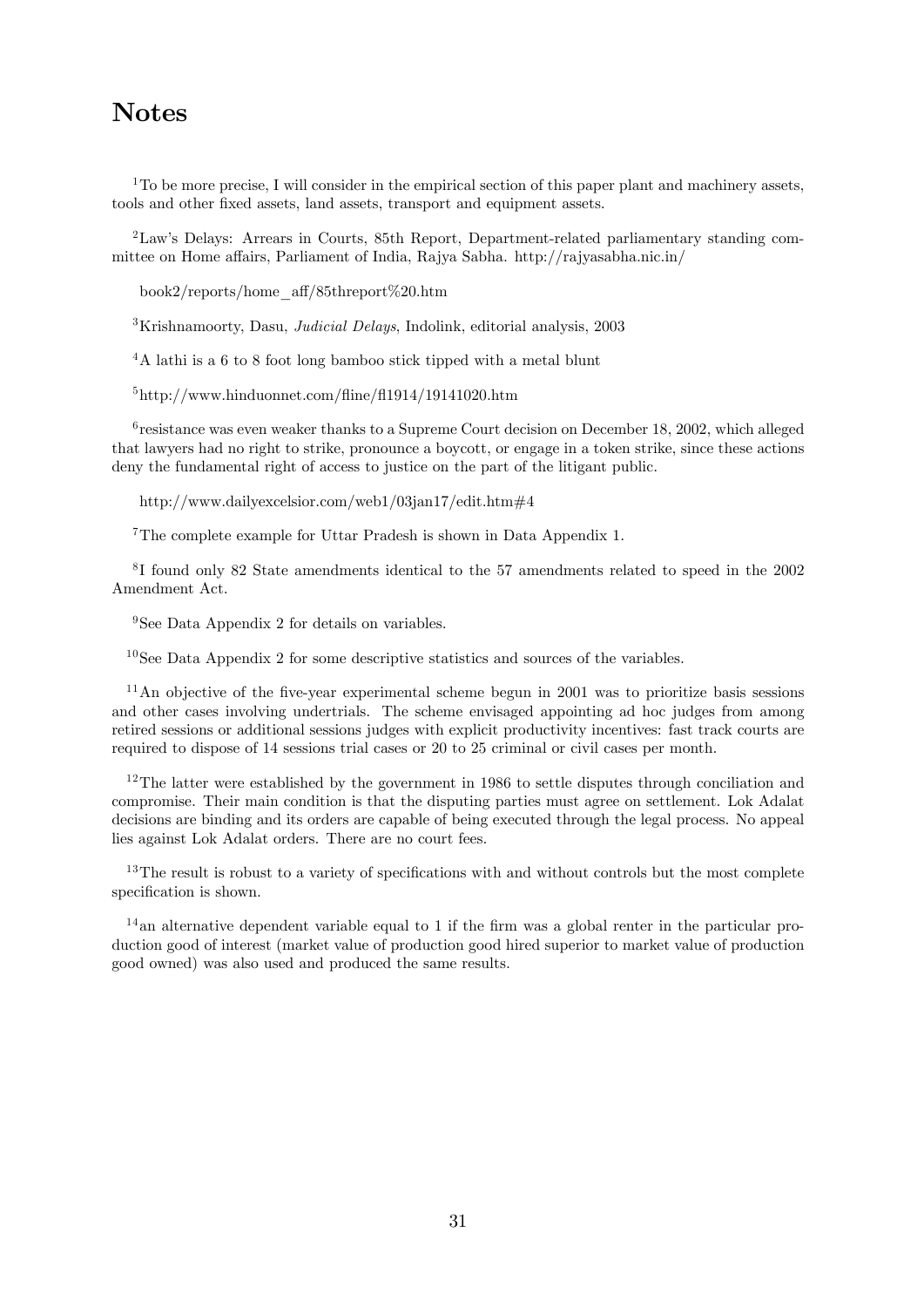# Notes

[1]To be more precise, I will consider in the empirical section of this paper plant and machinery assets, tools and other fixed assets, land assets, transport and equipment assets.

[2]Law's Delays: Arrears in Courts, 85th Report, Department-related parliamentary standing committee on Home affairs, Parliament of India, Rajya Sabha. http://rajyasabha.nic.in/

book2/reports/home_aff/85threport%20.htm

[3]Krishnamoorty, Dasu, *Judicial Delays*, Indolink, editorial analysis, 2003

[4]A lathi is a 6 to 8 foot long bamboo stick tipped with a metal blunt

[5]http://www.hinduonnet.com/fline/fl1914/19141020.htm

[6]resistance was even weaker thanks to a Supreme Court decision on December 18, 2002, which alleged that lawyers had no right to strike, pronounce a boycott, or engage in a token strike, since these actions deny the fundamental right of access to justice on the part of the litigant public.

http://www.dailyexcelsior.com/web1/03jan17/edit.htm#4

[7]The complete example for Uttar Pradesh is shown in Data Appendix 1.

[8]I found only 82 State amendments identical to the 57 amendments related to speed in the 2002 Amendment Act.

[9]See Data Appendix 2 for details on variables.

[10]See Data Appendix 2 for some descriptive statistics and sources of the variables.

[11]An objective of the five-year experimental scheme begun in 2001 was to prioritize basis sessions and other cases involving undertrials. The scheme envisaged appointing ad hoc judges from among retired sessions or additional sessions judges with explicit productivity incentives: fast track courts are required to dispose of 14 sessions trial cases or 20 to 25 criminal or civil cases per month.

[12]The latter were established by the government in 1986 to settle disputes through conciliation and compromise. Their main condition is that the disputing parties must agree on settlement. Lok Adalat decisions are binding and its orders are capable of being executed through the legal process. No appeal lies against Lok Adalat orders. There are no court fees.

[13]The result is robust to a variety of specifications with and without controls but the most complete specification is shown.

[14]an alternative dependent variable equal to 1 if the firm was a global renter in the particular production good of interest (market value of production good hired superior to market value of production good owned) was also used and produced the same results.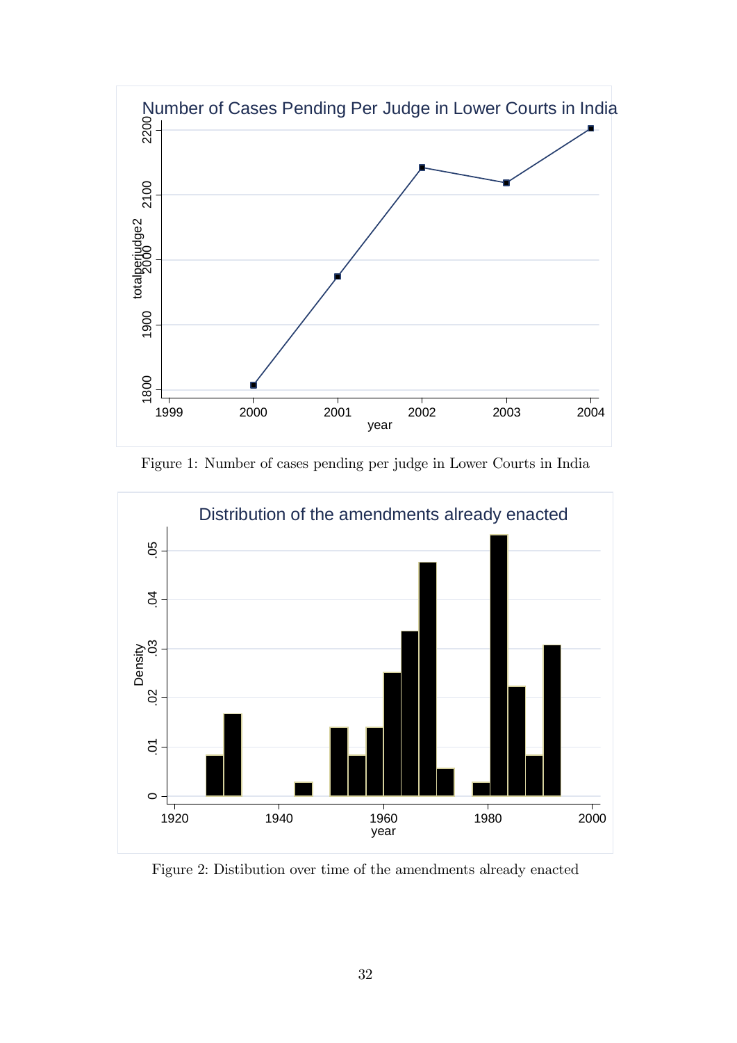Figure 1: Number of cases pending per judge in Lower Courts in India

Figure 2: Distibution over time of the amendments already enacted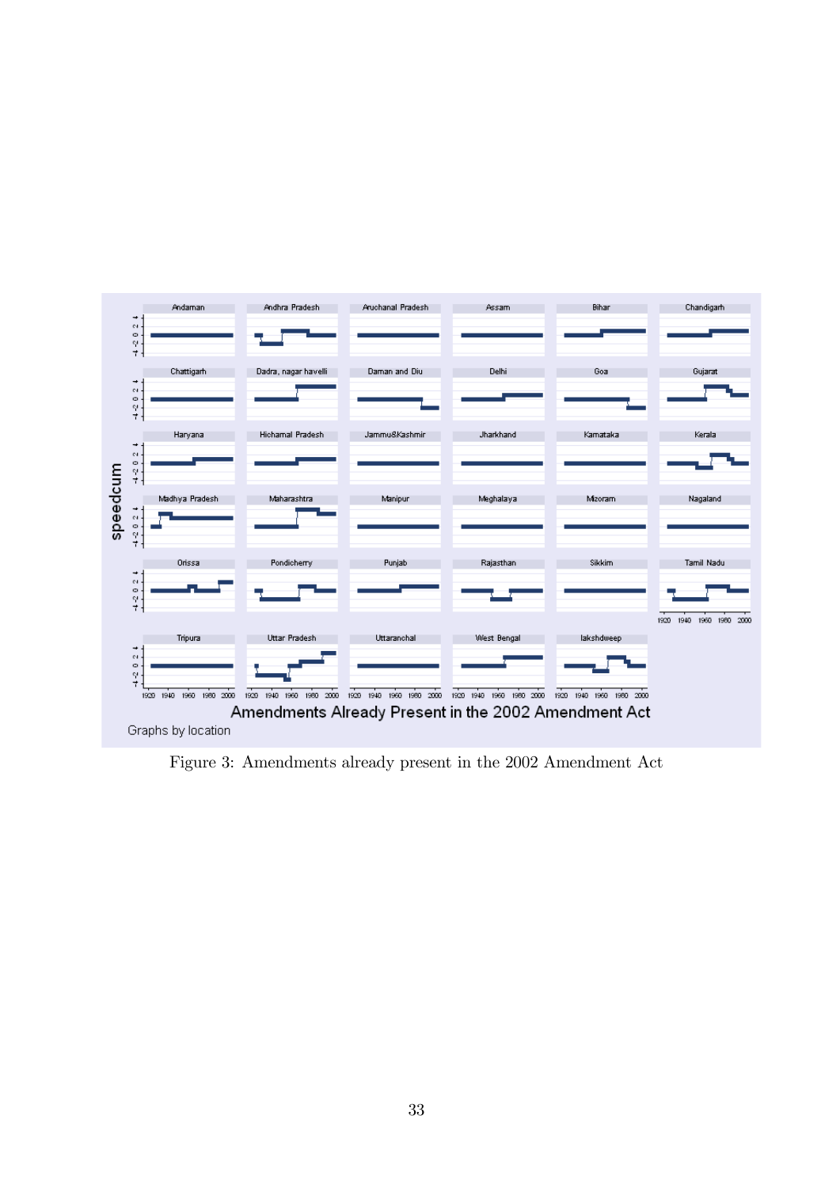Figure 3: Amendments already present in the 2002 Amendment Act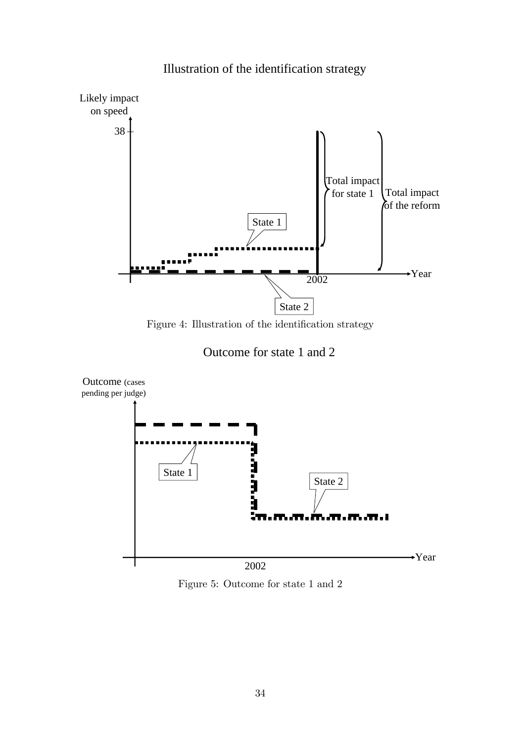Figure 4: Illustration of the identification strategy

Figure 5: Outcome for state 1 and 2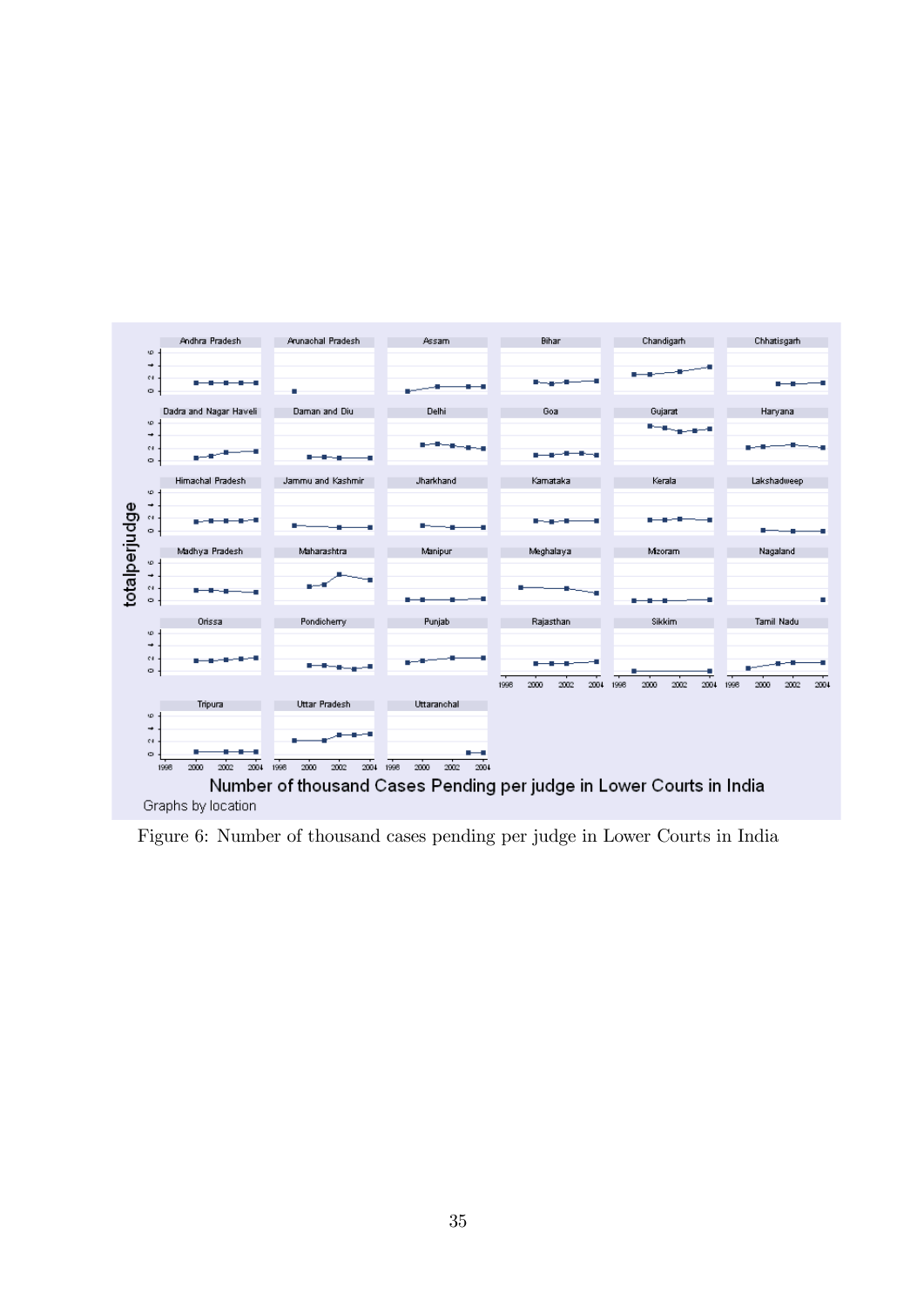Figure 6: Number of thousand cases pending per judge in Lower Courts in India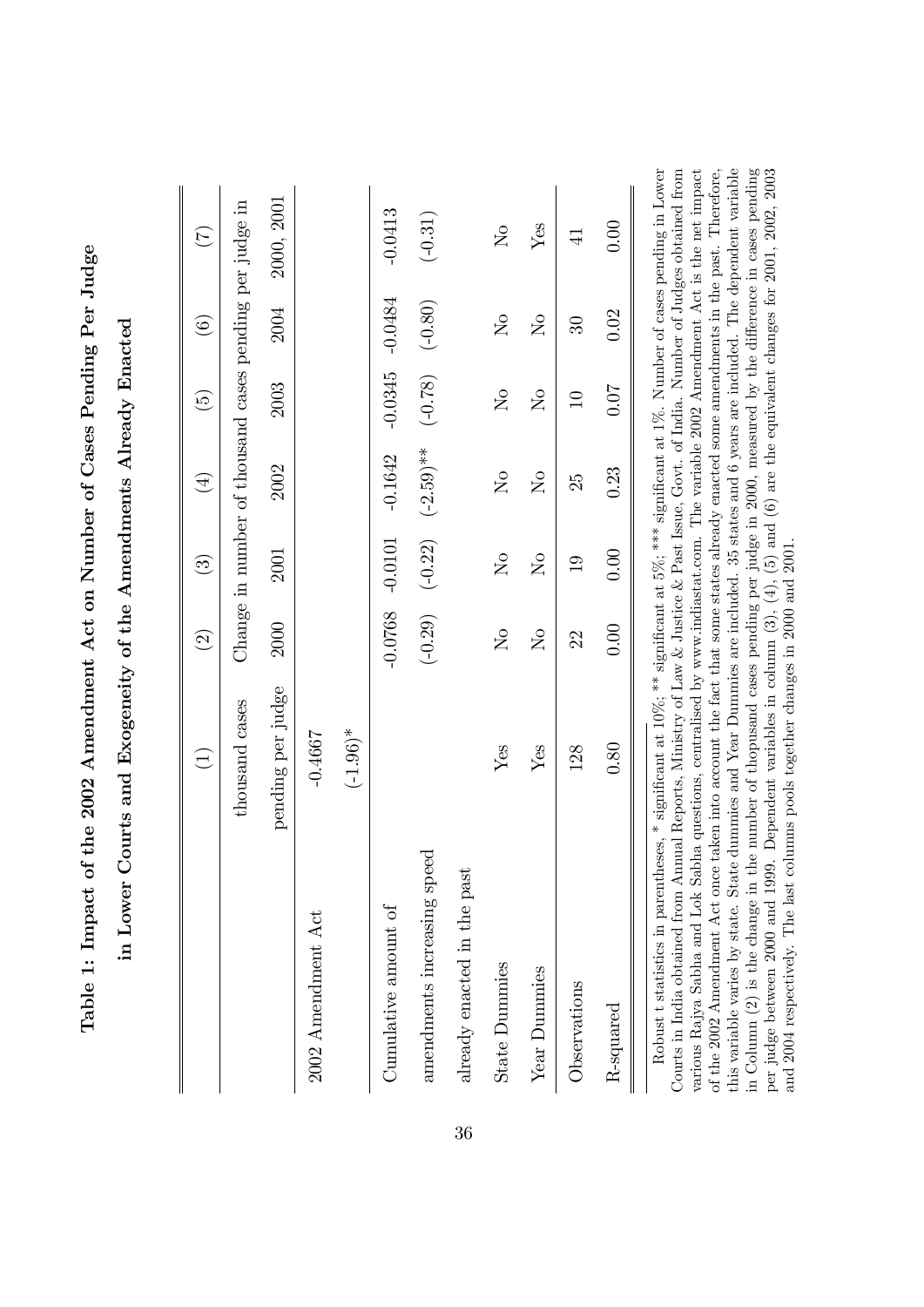**Table 1: Impact of the 2002 Amendment Act on Number of Cases Pending Per Judge in Lower Courts and Exogeneity of the Amendments Already Enacted**

| | (1) | (2) | (3) | (4) | (5) | (6) | (7) |
|---|---|---|---|---|---|---|---|
| | thousand cases | Change in number of thousand cases pending per judge in | | | | | |
| | pending per judge | 2000 | 2001 | 2002 | 2003 | 2004 | 2000, 2001 |
| 2002 Amendment Act | -0.4667 | | | | | | |
| | (-1.96)* | | | | | | |
| Cumulative amount of amendments increasing speed already enacted in the past | | -0.0768 | -0.0101 | -0.1642 | -0.0345 | -0.0484 | -0.0413 |
| | | (-0.29) | (-0.22) | (-2.59)** | (-0.78) | (-0.80) | (-0.31) |
| State Dummies | Yes | No | No | No | No | No | No |
| Year Dummies | Yes | No | No | No | No | No | Yes |
| Observations | 128 | 22 | 19 | 25 | 10 | 30 | 41 |
| R-squared | 0.80 | 0.00 | 0.00 | 0.23 | 0.07 | 0.02 | 0.00 |

Robust t statistics in parentheses, * significant at 10%; ** significant at 5%; *** significant at 1%. Number of cases pending in Lower Courts in India obtained from Annual Reports, Ministry of Law & Justice & Past Issue, Govt. of India. Number of Judges obtained from various Rajya Sabha and Lok Sabha questions, centralised by www.indiastat.com. The variable 2002 Amendment Act is the net impact of the 2002 Amendment Act once taken into account the fact that some states already enacted some amendments in the past. Therefore, this variable varies by state. State dummies and Year Dummies are included. 35 states and 6 years are included. The dependent variable in Column (2) is the change in the number of thopusand cases pending per judge in 2000, measured by the difference in cases pending per judge between 2000 and 1999. Dependent variables in column (3), (4), (5) and (6) are the equivalent changes for 2001, 2002, 2003 and 2004 respectively. The last columns pools together changes in 2000 and 2001.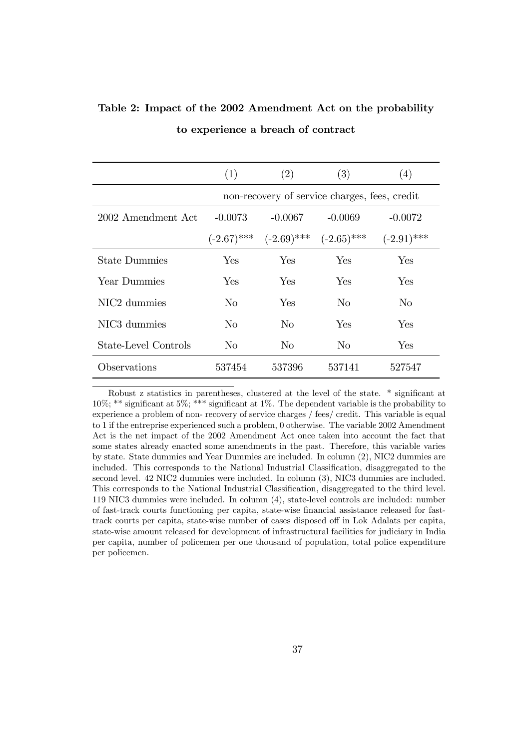**Table 2: Impact of the 2002 Amendment Act on the probability to experience a breach of contract**

| | (1) | (2) | (3) | (4) |
|---|---|---|---|---|
| | non-recovery of service charges, fees, credit | | | |
| 2002 Amendment Act | -0.0073 | -0.0067 | -0.0069 | -0.0072 |
| | (-2.67)*** | (-2.69)*** | (-2.65)*** | (-2.91)*** |
| State Dummies | Yes | Yes | Yes | Yes |
| Year Dummies | Yes | Yes | Yes | Yes |
| NIC2 dummies | No | Yes | No | No |
| NIC3 dummies | No | No | Yes | Yes |
| State-Level Controls | No | No | No | Yes |
| Observations | 537454 | 537396 | 537141 | 527547 |

Robust z statistics in parentheses, clustered at the level of the state. * significant at 10%; ** significant at 5%; *** significant at 1%. The dependent variable is the probability to experience a problem of non- recovery of service charges / fees/ credit. This variable is equal to 1 if the entreprise experienced such a problem, 0 otherwise. The variable 2002 Amendment Act is the net impact of the 2002 Amendment Act once taken into account the fact that some states already enacted some amendments in the past. Therefore, this variable varies by state. State dummies and Year Dummies are included. In column (2), NIC2 dummies are included. This corresponds to the National Industrial Classification, disaggregated to the second level. 42 NIC2 dummies were included. In column (3), NIC3 dummies are included. This corresponds to the National Industrial Classification, disaggregated to the third level. 119 NIC3 dummies were included. In column (4), state-level controls are included: number of fast-track courts functioning per capita, state-wise financial assistance released for fast-track courts per capita, state-wise number of cases disposed off in Lok Adalats per capita, state-wise amount released for development of infrastructural facilities for judiciary in India per capita, number of policemen per one thousand of population, total police expenditure per policemen.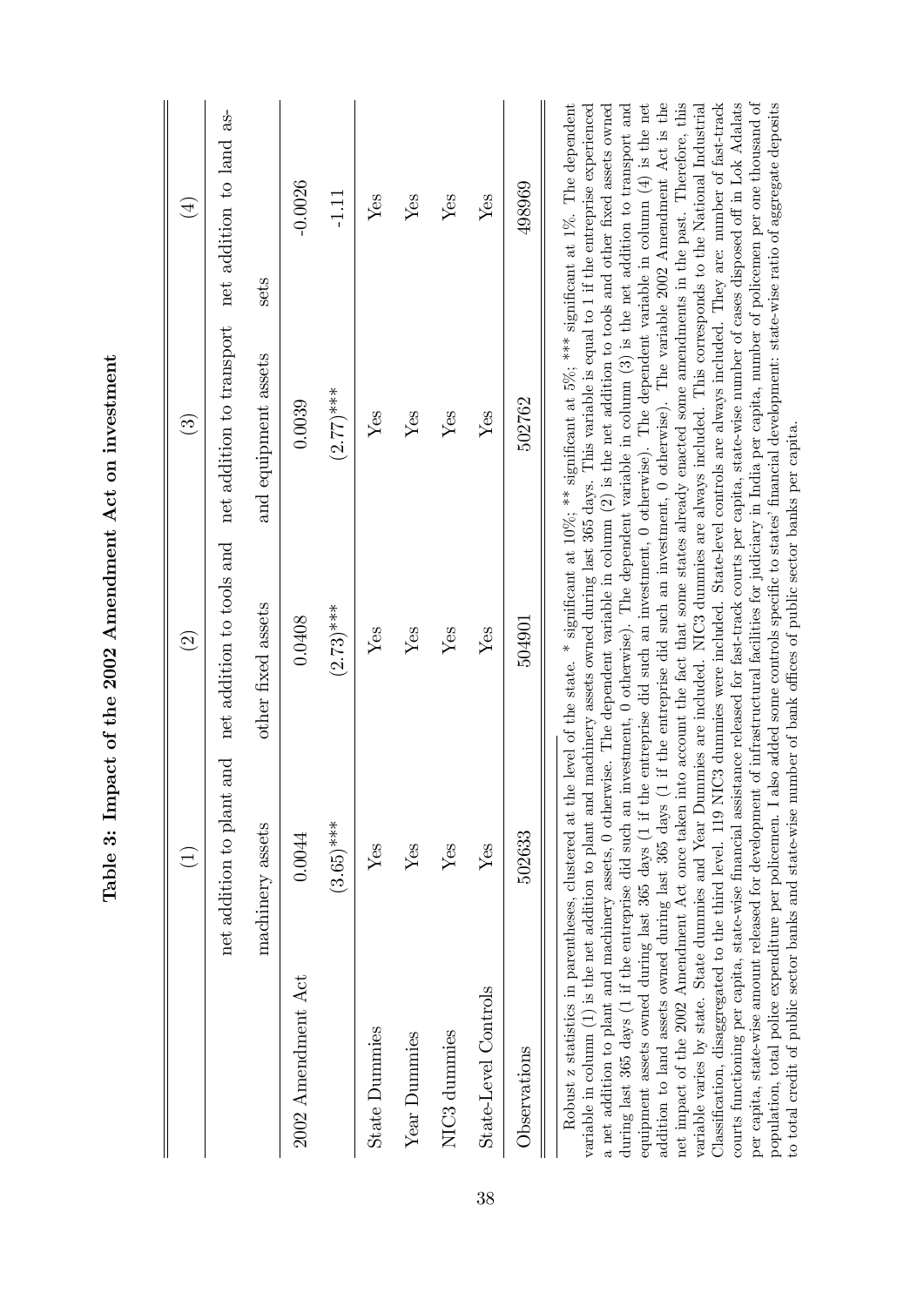**Table 3: Impact of the 2002 Amendment Act on investment**

| | (1) | (2) | (3) | (4) |
|---|---|---|---|---|
| | net addition to plant and machinery assets | net addition to tools and other fixed assets | net addition to transport and equipment assets | net addition to land assets |
| 2002 Amendment Act | 0.0044 | 0.0408 | 0.0039 | -0.0026 |
| | (3.65)*** | (2.73)*** | (2.77)*** | -1.11 |
| State Dummies | Yes | Yes | Yes | Yes |
| Year Dummies | Yes | Yes | Yes | Yes |
| NIC3 dummies | Yes | Yes | Yes | Yes |
| State-Level Controls | Yes | Yes | Yes | Yes |
| Observations | 502633 | 504901 | 502762 | 498969 |

Robust z statistics in parentheses, clustered at the level of the state. * significant at 10%; ** significant at 5%; *** significant at 1%. The dependent variable in column (1) is the net addition to plant and machinery assets owned during last 365 days. This variable is equal to 1 if the entreprise experienced a net addition to plant and machinery assets, 0 otherwise. The dependent variable in column (2) is the net addition to tools and other fixed assets owned during last 365 days (1 if the entreprise did such an investment, 0 otherwise). The dependent variable in column (3) is the net addition to transport and equipment assets owned during last 365 days (1 if the entreprise did such an investment, 0 otherwise). The dependent variable in column (4) is the net addition to land assets owned during last 365 days (1 if the entreprise did such an investment, 0 otherwise). The variable 2002 Amendment Act is the net impact of the 2002 Amendment Act once taken into account the fact that some states already enacted some amendments in the past. Therefore, this variable varies by state. State dummies and Year Dummies are included. NIC3 dummies are always included. This corresponds to the National Industrial Classification, disaggregated to the third level. 119 NIC3 dummies were included. State-level controls are always included. They are: number of fast-track courts functioning per capita, state-wise financial assistance released for fast-track courts per capita, state-wise number of cases disposed off in Lok Adalats per capita, state-wise amount released for development of infrastructural facilities for judiciary in India per capita, number of policemen per one thousand of population, total police expenditure per policemen. I also added some controls specific to states' financial development: state-wise ratio of aggregate deposits to total credit of public sector banks and state-wise number of bank offices of public sector banks per capita.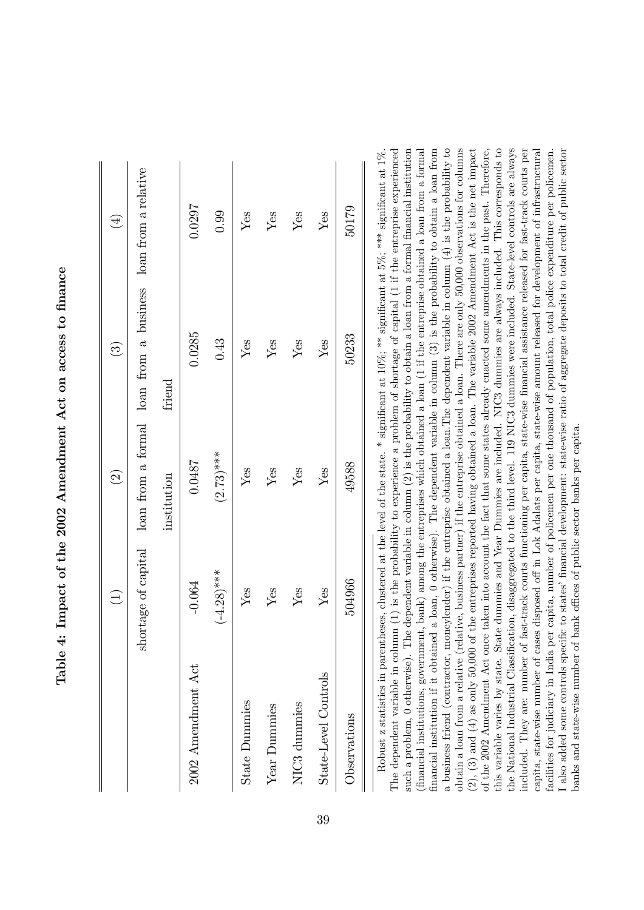**Table 4: Impact of the 2002 Amendment Act on access to finance**

| | (1) | (2) | (3) | (4) |
|---|---|---|---|---|
| | shortage of capital | loan from a formal institution | loan from a business friend | loan from a relative |
| 2002 Amendment Act | -0.064 | 0.0487 | 0.0285 | 0.0297 |
| | (-4.28)*** | (2.73)*** | 0.43 | 0.99 |
| State Dummies | Yes | Yes | Yes | Yes |
| Year Dummies | Yes | Yes | Yes | Yes |
| NIC3 dummies | Yes | Yes | Yes | Yes |
| State-Level Controls | Yes | Yes | Yes | Yes |
| Observations | 504966 | 49588 | 50233 | 50179 |

Robust z statistics in parentheses, clustered at the level of the state. * significant at 10%; ** significant at 5%; *** significant at 1%. The dependent variable in column (1) is the probability to experience a problem of shortage of capital (1 if the entreprise experienced such a problem, 0 otherwise). The dependent variable in column (2) is the probability to obtain a loan from a formal financial institution (financial institutions, government, bank) among the entreprises which obtained a loan (1 if the entreprise obtained a loan from a formal financial institution if it obtained a loan, 0 otherwise). The dependent variable in column (3) is the probability to obtain a loan from a business friend (contractor, moneylender) if the entreprise obtained a loan.The dependent variable in column (4) is the probability to obtain a loan from a relative (relative, business partner) if the entreprise obtained a loan. There are only 50,000 observations for columns (2), (3) and (4) as only 50,000 of the entreprises reported having obtained a loan. The variable 2002 Amendment Act is the net impact of the 2002 Amendment Act once taken into account the fact that some states already enacted some amendments in the past. Therefore, this variable varies by state. State dummies and Year Dummies are included. NIC3 dummies are always included. This corresponds to the National Industrial Classification, disaggregated to the third level. 119 NIC3 dummies were included. State-level controls are always included. They are: number of fast-track courts functioning per capita, state-wise financial assistance released for fast-track courts per capita, state-wise number of cases disposed off in Lok Adalats per capita, state-wise amount released for development of infrastructural facilities for judiciary in India per capita, number of policemen per one thousand of population, total police expenditure per policemen. I also added some controls specific to states' financial development: state-wise ratio of aggregate deposits to total credit of public sector banks and state-wise number of bank offices of public sector banks per capita.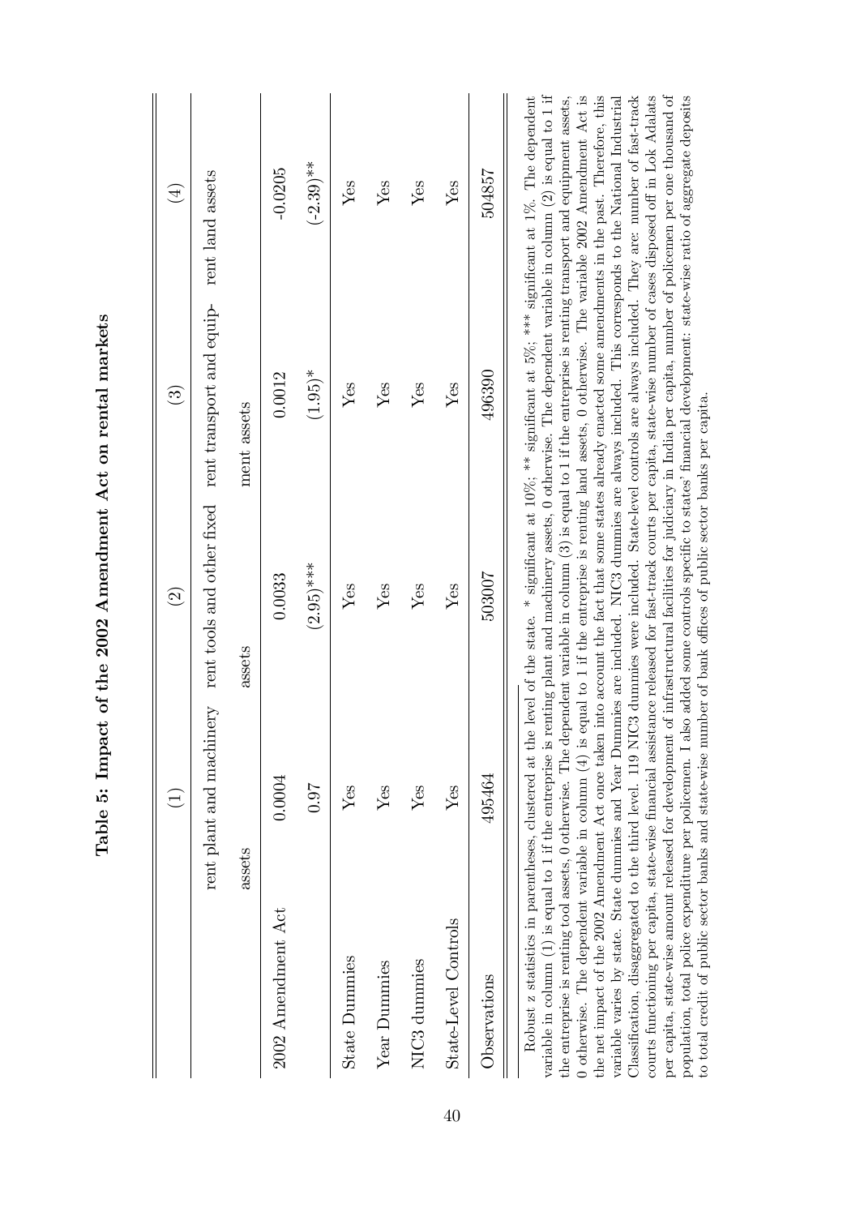# Table 5: Impact of the 2002 Amendment Act on rental markets

| | (1) | (2) | (3) | (4) |
|---|---|---|---|---|
| | rent plant and machinery assets | rent tools and other fixed assets | rent transport and equipment assets | rent land assets |
| 2002 Amendment Act | 0.0004 | 0.0033 | 0.0012 | -0.0205 |
| | 0.97 | (2.95)*** | (1.95)* | (-2.39)** |
| State Dummies | Yes | Yes | Yes | Yes |
| Year Dummies | Yes | Yes | Yes | Yes |
| NIC3 dummies | Yes | Yes | Yes | Yes |
| State-Level Controls | Yes | Yes | Yes | Yes |
| Observations | 495464 | 503007 | 496390 | 504857 |

Robust z statistics in parentheses, clustered at the level of the state. * significant at 10%; ** significant at 5%; *** significant at 1%. The dependent variable in column (1) is equal to 1 if the entreprise is renting plant and machinery assets, 0 otherwise. The dependent variable in column (2) is equal to 1 if the entreprise is renting tool assets, 0 otherwise. The dependent variable in column (3) is equal to 1 if the entreprise is renting transport and equipment assets, 0 otherwise. The dependent variable in column (4) is equal to 1 if the entreprise is renting land assets, 0 otherwise. The variable 2002 Amendment Act is the net impact of the 2002 Amendment Act once taken into account the fact that some states already enacted some amendments in the past. Therefore, this variable varies by state. State dummies and Year Dummies are included. NIC3 dummies are always included. This corresponds to the National Industrial Classification, disaggregated to the third level. 119 NIC3 dummies were included. State-level controls are always included. They are: number of fast-track courts functioning per capita, state-wise financial assistance released for fast-track courts per capita, state-wise number of cases disposed off in Lok Adalats per capita, state-wise amount released for development of infrastructural facilities for judiciary in India per capita, number of policemen per one thousand of population, total police expenditure per policemen. I also added some controls specific to states' financial development: state-wise ratio of aggregate deposits to total credit of public sector banks and state-wise number of bank offices of public sector banks per capita.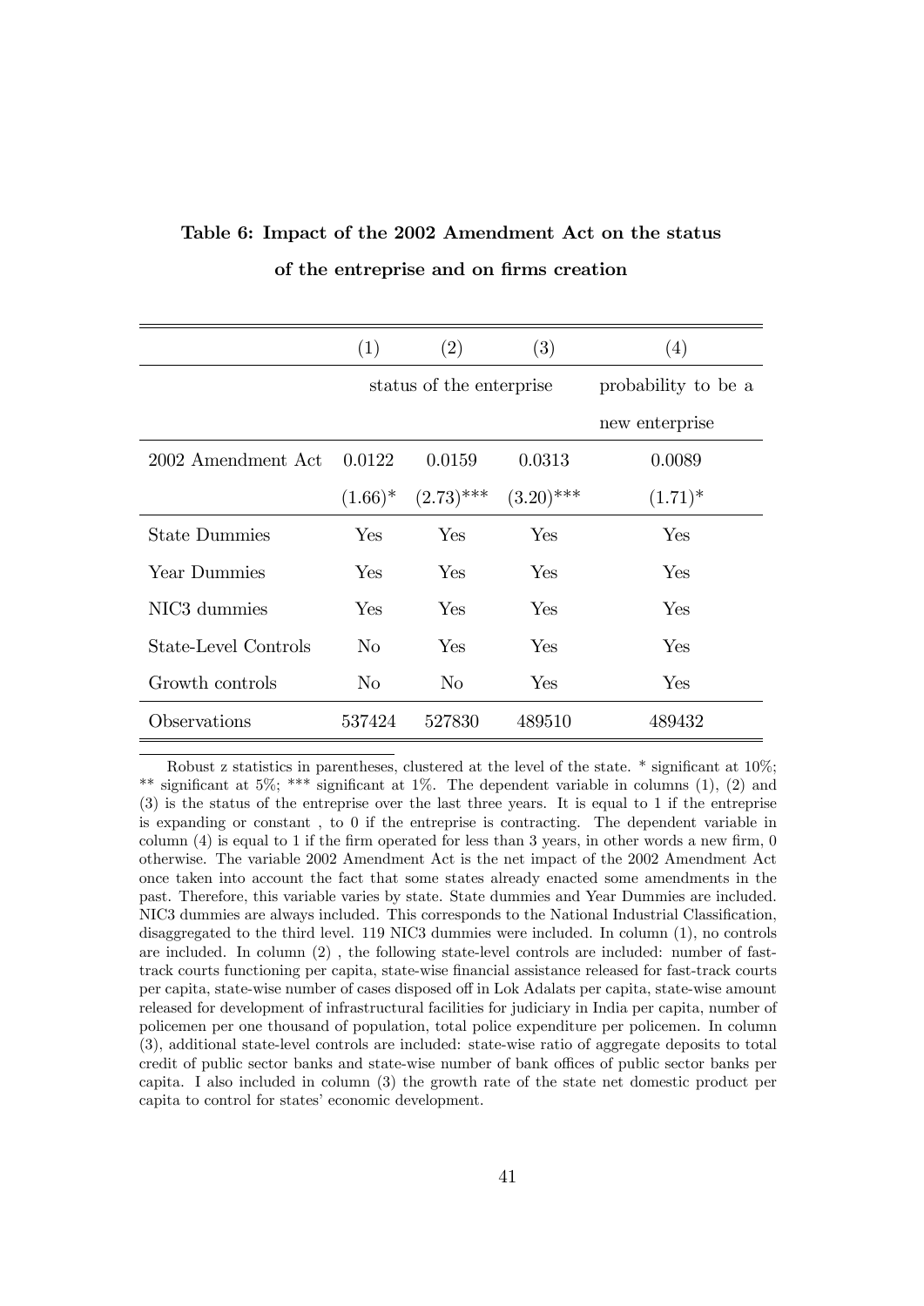**Table 6: Impact of the 2002 Amendment Act on the status of the entreprise and on firms creation**

| | (1) | (2) | (3) | (4) |
|---|---|---|---|---|
| | status of the enterprise | | | probability to be a new enterprise |
| 2002 Amendment Act | 0.0122 | 0.0159 | 0.0313 | 0.0089 |
| | (1.66)* | (2.73)*** | (3.20)*** | (1.71)* |
| State Dummies | Yes | Yes | Yes | Yes |
| Year Dummies | Yes | Yes | Yes | Yes |
| NIC3 dummies | Yes | Yes | Yes | Yes |
| State-Level Controls | No | Yes | Yes | Yes |
| Growth controls | No | No | Yes | Yes |
| Observations | 537424 | 527830 | 489510 | 489432 |

Robust z statistics in parentheses, clustered at the level of the state. * significant at 10%; ** significant at 5%; *** significant at 1%. The dependent variable in columns (1), (2) and (3) is the status of the entreprise over the last three years. It is equal to 1 if the entreprise is expanding or constant , to 0 if the entreprise is contracting. The dependent variable in column (4) is equal to 1 if the firm operated for less than 3 years, in other words a new firm, 0 otherwise. The variable 2002 Amendment Act is the net impact of the 2002 Amendment Act once taken into account the fact that some states already enacted some amendments in the past. Therefore, this variable varies by state. State dummies and Year Dummies are included. NIC3 dummies are always included. This corresponds to the National Industrial Classification, disaggregated to the third level. 119 NIC3 dummies were included. In column (1), no controls are included. In column (2) , the following state-level controls are included: number of fast-track courts functioning per capita, state-wise financial assistance released for fast-track courts per capita, state-wise number of cases disposed off in Lok Adalats per capita, state-wise amount released for development of infrastructural facilities for judiciary in India per capita, number of policemen per one thousand of population, total police expenditure per policemen. In column (3), additional state-level controls are included: state-wise ratio of aggregate deposits to total credit of public sector banks and state-wise number of bank offices of public sector banks per capita. I also included in column (3) the growth rate of the state net domestic product per capita to control for states' economic development.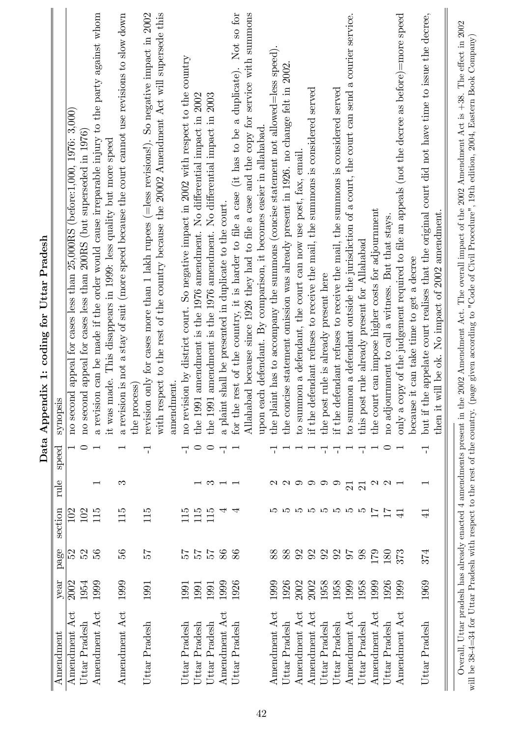## Data Appendix 1: coding for Uttar Pradesh

| Amendment | year | page | section | rule | speed | synopsis |
|---|---|---|---|---|---|---|
| Amendment Act | 2002 | 52 | 102 | | 1 | no second appeal for cases less than 25,000RS (before:1,000, 1976: 3,000) |
| Uttar Pradesh | 1954 | 52 | 102 | | 0 | no second appeal for cases less than 200RS (but superseded in 1976) |
| Amendment Act | 1999 | 56 | 115 | 1 | 1 | a revision can be made if the order would cause irreparable injury to the party against whom it was made. This disappears in 1999: less quality but more speed |
| Amendment Act | 1999 | 56 | 115 | 3 | 1 | a revision is not a stay of suit (more speed because the court cannot use revisions to slow down the process) |
| Uttar Pradesh | 1991 | 57 | 115 | | -1 | revision only for cases more than 1 lakh rupees (=less revisions!). So negative impact in 2002 with respect to the rest of the country because the 20002 Amendment Act will supersede this amendment. |
| Uttar Pradesh | 1991 | 57 | 115 | | -1 | no revision by district court. So negative impact in 2002 with respect to the country |
| Uttar Pradesh | 1991 | 57 | 115 | 1 | 0 | the 1991 amendment is the 1976 amendment. No differential impact in 2002 |
| Uttar Pradesh | 1991 | 57 | 115 | 3 | 0 | the 1991 amendment is the 1976 amendment. No differential impact in 2003 |
| Amendment Act | 1999 | 86 | 4 | 1 | -1 | a plaint shall be presented in duplicate to the court. |
| Uttar Pradesh | 1926 | 86 | 4 | 1 | 1 | for the rest of the country, it is harder to file a case (it has to be a duplicate). Not so for Allahabad because since 1926 they had to file a case and the copy for service with summons upon each defendant. By comparison, it becomes easier in allahabad. |
| Amendment Act | 1999 | 88 | 5 | 2 | -1 | the plaint has to accompany the summons (concise statement not allowed=less speed). |
| Uttar Pradesh | 1926 | 88 | 5 | 2 | 1 | the concise statement omission was already present in 1926. no change felt in 2002. |
| Amendment Act | 2002 | 92 | 5 | 9 | 1 | to summon a defendant, the court can now use post, fax, email. |
| Amendment Act | 2002 | 92 | 5 | 9 | 1 | if the defendant refuses to receive the mail, the summons is considered served |
| Uttar Pradesh | 1958 | 92 | 5 | 9 | -1 | the post rule is already present here |
| Uttar Pradesh | 1958 | 92 | 5 | 9 | -1 | if the defendant refuses to receive the mail, the summons is considered served |
| Amendment Act | 1999 | 97 | 5 | 21 | 1 | to summon a defendant outside the jurisdiction of a court, the court can send a courier service. |
| Uttar Pradesh | 1958 | 98 | 5 | 21 | -1 | this post rule already present for Allahabad |
| Amendment Act | 1999 | 179 | 17 | 2 | 1 | the court can impose higher costs for adjournment |
| Uttar Pradesh | 1926 | 180 | 17 | 2 | 0 | no adjournment to call a witness. But that stays. |
| Amendment Act | 1999 | 373 | 41 | 1 | 1 | only a copy of the judgement required to file an appeals (not the decree as before)=more speed because it can take time to get a decree |
| Uttar Pradesh | 1969 | 374 | 41 | 1 | -1 | but if the appelate court realises that the original court did not have time to issue the decree, then it will be ok. No impact of 2002 amendment. |

Overall, Uttar pradesh has already enacted 4 amendments present in the 2002 Amendment Act. The overall impact of the 2002 Amendment Act is +38. The effect in 2002 will be 38-4=34 for Uttar Pradesh with respect to the rest of the country. (page given according to "Code of Civil Procedure", 19th edition, 2004, Eastern Book Company)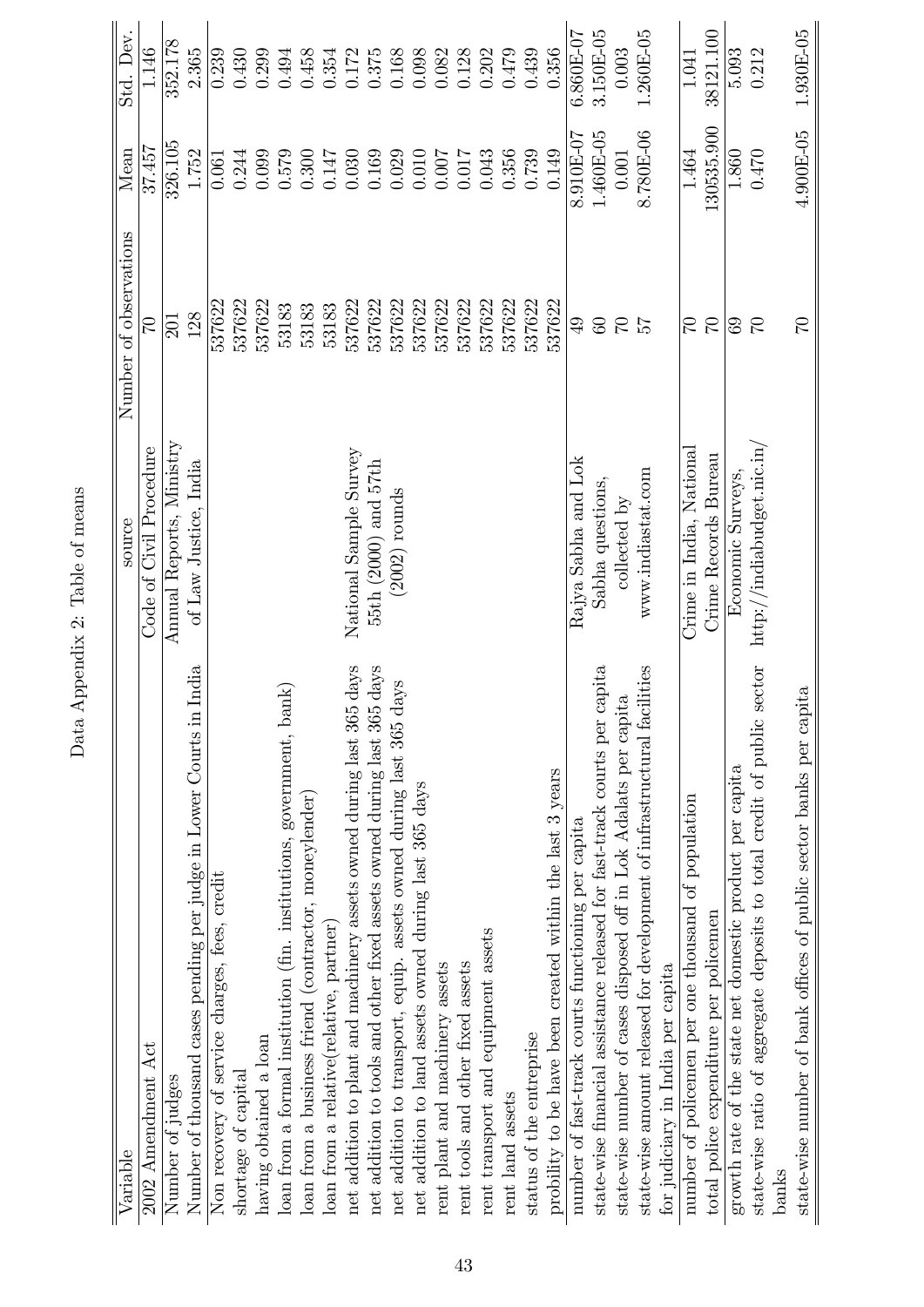Data Appendix 2: Table of means

| Variable | source | Number of observations | Mean | Std. Dev. |
|---|---|---|---|---|
| 2002 Amendment Act | Code of Civil Procedure | 70 | 37.457 | 1.146 |
| Number of judges | Annual Reports, Ministry of Law Justice, India | 201 | 326.105 | 352.178 |
| Number of thousand cases pending per judge in Lower Courts in India | | 128 | 1.752 | 2.365 |
| Non recovery of service charges, fees, credit | National Sample Survey 55th (2000) and 57th (2002) rounds | 537622 | 0.061 | 0.239 |
| shortage of capital | | 537622 | 0.244 | 0.430 |
| having obtained a loan | | 537622 | 0.099 | 0.299 |
| loan from a formal institution (fin. institutions, government, bank) | | 53183 | 0.579 | 0.494 |
| loan from a business friend (contractor, moneylender) | | 53183 | 0.300 | 0.458 |
| loan from a relative(relative, partner) | | 53183 | 0.147 | 0.354 |
| net addition to plant and machinery assets owned during last 365 days | | 537622 | 0.030 | 0.172 |
| net addition to tools and other fixed assets owned during last 365 days | | 537622 | 0.169 | 0.375 |
| net addition to transport, equip. assets owned during last 365 days | | 537622 | 0.029 | 0.168 |
| net addition to land assets owned during last 365 days | | 537622 | 0.010 | 0.098 |
| rent plant and machinery assets | | 537622 | 0.007 | 0.082 |
| rent tools and other fixed assets | | 537622 | 0.017 | 0.128 |
| rent transport and equipment assets | | 537622 | 0.043 | 0.202 |
| rent land assets | | 537622 | 0.356 | 0.479 |
| status of the entreprise | | 537622 | 0.739 | 0.439 |
| probility to be have been created within the last 3 years | | 537622 | 0.149 | 0.356 |
| number of fast-track courts functioning per capita | Rajya Sabha and Lok Sabha questions, collected by www.indiastat.com | 49 | 8.910E-07 | 6.860E-07 |
| state-wise financial assistance released for fast-track courts per capita | | 60 | 1.460E-05 | 3.150E-05 |
| state-wise number of cases disposed off in Lok Adalats per capita | | 70 | 0.001 | 0.003 |
| state-wise amount released for development of infrastructural facilities for judiciary in India per capita | | 57 | 8.780E-06 | 1.260E-05 |
| number of policemen per one thousand of population | Crime in India, National Crime Records Bureau | 70 | 1.464 | 1.041 |
| total police expenditure per policemen | | 70 | 130535.900 | 38121.100 |
| growth rate of the state net domestic product per capita | Economic Surveys, http://indiabudget.nic.in/ | 69 | 1.860 | 5.093 |
| state-wise ratio of aggregate deposits to total credit of public sector banks | | 70 | 0.470 | 0.212 |
| state-wise number of bank offices of public sector banks per capita | | 70 | 4.900E-05 | 1.930E-05 |